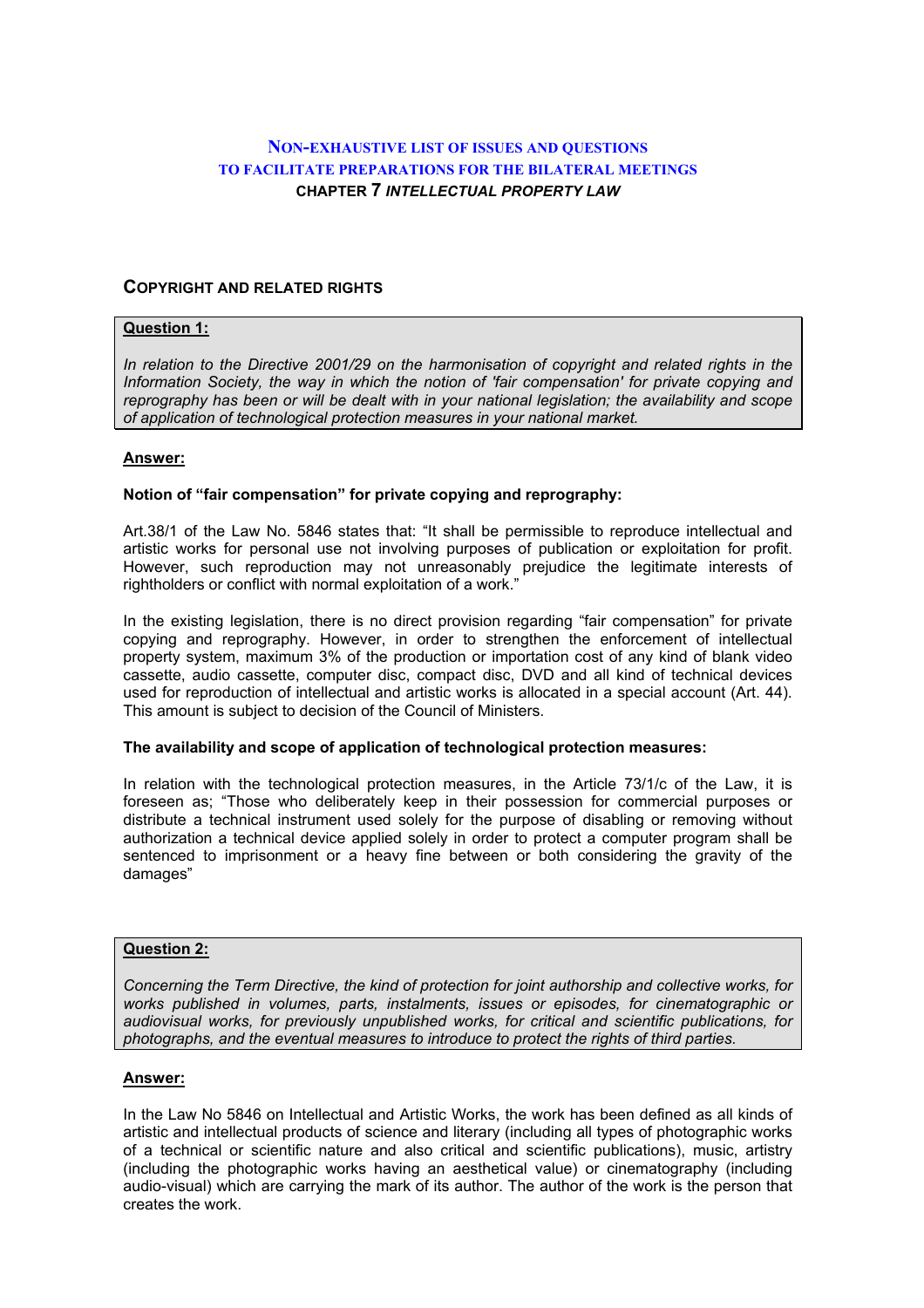# NON-EXHAUSTIVE LIST OF ISSUES AND QUESTIONS TO FACILITATE PREPARATIONS FOR THE BILATERAL MEETINGS

**CHAPTER 7 *INTELLECTUAL PROPERTY LAW***

## COPYRIGHT AND RELATED RIGHTS

**Question 1:**

*In relation to the Directive 2001/29 on the harmonisation of copyright and related rights in the Information Society, the way in which the notion of 'fair compensation' for private copying and reprography has been or will be dealt with in your national legislation; the availability and scope of application of technological protection measures in your national market.*

**Answer:**

**Notion of "fair compensation" for private copying and reprography:**

Art.38/1 of the Law No. 5846 states that: "It shall be permissible to reproduce intellectual and artistic works for personal use not involving purposes of publication or exploitation for profit. However, such reproduction may not unreasonably prejudice the legitimate interests of rightholders or conflict with normal exploitation of a work."

In the existing legislation, there is no direct provision regarding "fair compensation" for private copying and reprography. However, in order to strengthen the enforcement of intellectual property system, maximum 3% of the production or importation cost of any kind of blank video cassette, audio cassette, computer disc, compact disc, DVD and all kind of technical devices used for reproduction of intellectual and artistic works is allocated in a special account (Art. 44). This amount is subject to decision of the Council of Ministers.

**The availability and scope of application of technological protection measures:**

In relation with the technological protection measures, in the Article 73/1/c of the Law, it is foreseen as; "Those who deliberately keep in their possession for commercial purposes or distribute a technical instrument used solely for the purpose of disabling or removing without authorization a technical device applied solely in order to protect a computer program shall be sentenced to imprisonment or a heavy fine between or both considering the gravity of the damages"

**Question 2:**

*Concerning the Term Directive, the kind of protection for joint authorship and collective works, for works published in volumes, parts, instalments, issues or episodes, for cinematographic or audiovisual works, for previously unpublished works, for critical and scientific publications, for photographs, and the eventual measures to introduce to protect the rights of third parties.*

**Answer:**

In the Law No 5846 on Intellectual and Artistic Works, the work has been defined as all kinds of artistic and intellectual products of science and literary (including all types of photographic works of a technical or scientific nature and also critical and scientific publications), music, artistry (including the photographic works having an aesthetical value) or cinematography (including audio-visual) which are carrying the mark of its author. The author of the work is the person that creates the work.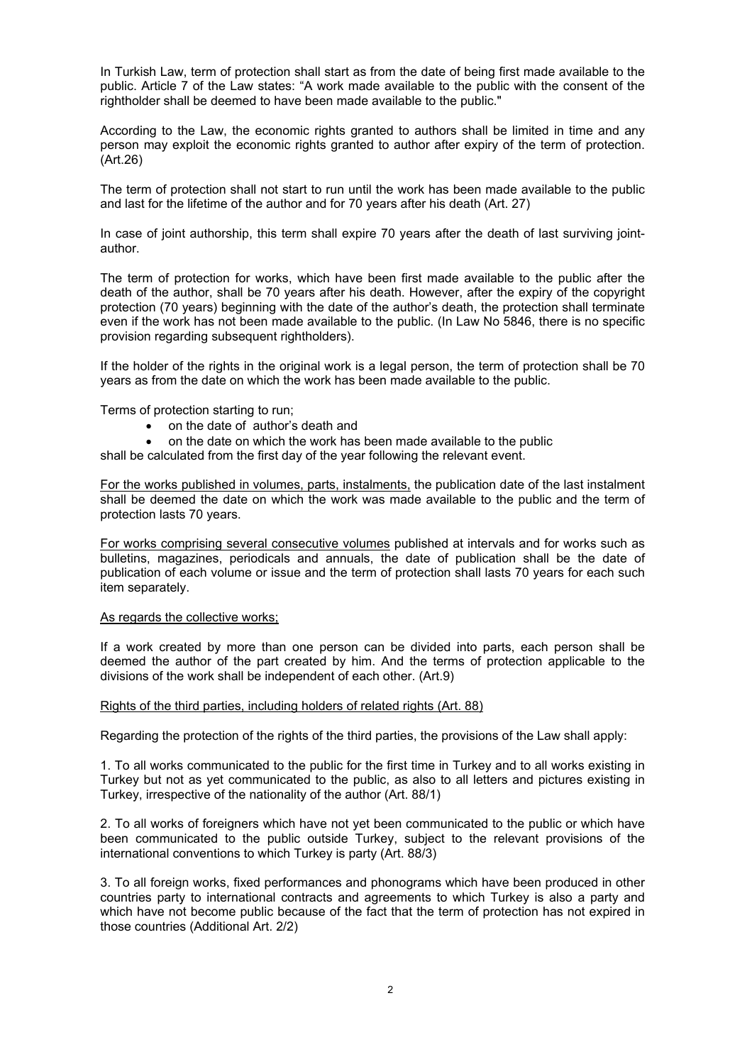In Turkish Law, term of protection shall start as from the date of being first made available to the public. Article 7 of the Law states: "A work made available to the public with the consent of the rightholder shall be deemed to have been made available to the public."

According to the Law, the economic rights granted to authors shall be limited in time and any person may exploit the economic rights granted to author after expiry of the term of protection. (Art.26)

The term of protection shall not start to run until the work has been made available to the public and last for the lifetime of the author and for 70 years after his death (Art. 27)

In case of joint authorship, this term shall expire 70 years after the death of last surviving joint-author.

The term of protection for works, which have been first made available to the public after the death of the author, shall be 70 years after his death. However, after the expiry of the copyright protection (70 years) beginning with the date of the author's death, the protection shall terminate even if the work has not been made available to the public. (In Law No 5846, there is no specific provision regarding subsequent rightholders).

If the holder of the rights in the original work is a legal person, the term of protection shall be 70 years as from the date on which the work has been made available to the public.

Terms of protection starting to run;

- on the date of author's death and
- on the date on which the work has been made available to the public

shall be calculated from the first day of the year following the relevant event.

For the works published in volumes, parts, instalments, the publication date of the last instalment shall be deemed the date on which the work was made available to the public and the term of protection lasts 70 years.

For works comprising several consecutive volumes published at intervals and for works such as bulletins, magazines, periodicals and annuals, the date of publication shall be the date of publication of each volume or issue and the term of protection shall lasts 70 years for each such item separately.

As regards the collective works;

If a work created by more than one person can be divided into parts, each person shall be deemed the author of the part created by him. And the terms of protection applicable to the divisions of the work shall be independent of each other. (Art.9)

Rights of the third parties, including holders of related rights (Art. 88)

Regarding the protection of the rights of the third parties, the provisions of the Law shall apply:

1. To all works communicated to the public for the first time in Turkey and to all works existing in Turkey but not as yet communicated to the public, as also to all letters and pictures existing in Turkey, irrespective of the nationality of the author (Art. 88/1)

2. To all works of foreigners which have not yet been communicated to the public or which have been communicated to the public outside Turkey, subject to the relevant provisions of the international conventions to which Turkey is party (Art. 88/3)

3. To all foreign works, fixed performances and phonograms which have been produced in other countries party to international contracts and agreements to which Turkey is also a party and which have not become public because of the fact that the term of protection has not expired in those countries (Additional Art. 2/2)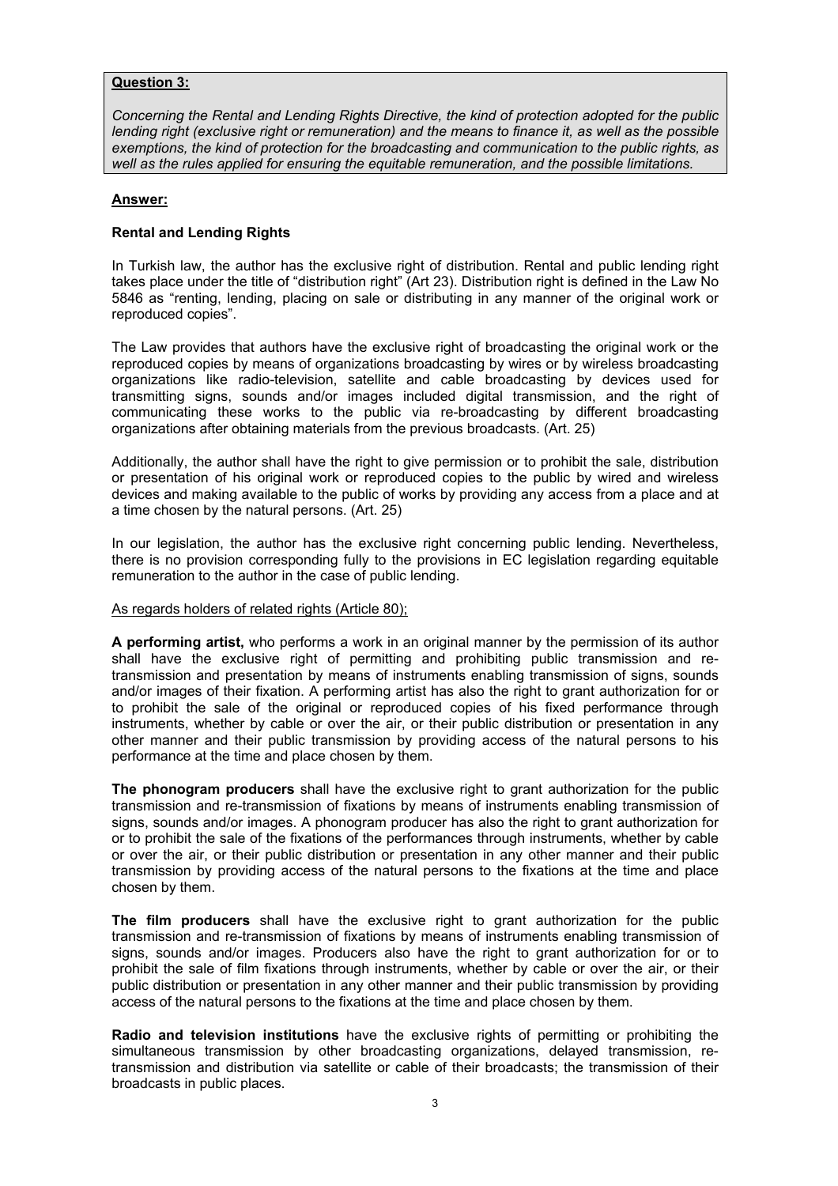**Question 3:**

*Concerning the Rental and Lending Rights Directive, the kind of protection adopted for the public lending right (exclusive right or remuneration) and the means to finance it, as well as the possible exemptions, the kind of protection for the broadcasting and communication to the public rights, as well as the rules applied for ensuring the equitable remuneration, and the possible limitations.*

**Answer:**

**Rental and Lending Rights**

In Turkish law, the author has the exclusive right of distribution. Rental and public lending right takes place under the title of "distribution right" (Art 23). Distribution right is defined in the Law No 5846 as "renting, lending, placing on sale or distributing in any manner of the original work or reproduced copies".

The Law provides that authors have the exclusive right of broadcasting the original work or the reproduced copies by means of organizations broadcasting by wires or by wireless broadcasting organizations like radio-television, satellite and cable broadcasting by devices used for transmitting signs, sounds and/or images included digital transmission, and the right of communicating these works to the public via re-broadcasting by different broadcasting organizations after obtaining materials from the previous broadcasts. (Art. 25)

Additionally, the author shall have the right to give permission or to prohibit the sale, distribution or presentation of his original work or reproduced copies to the public by wired and wireless devices and making available to the public of works by providing any access from a place and at a time chosen by the natural persons. (Art. 25)

In our legislation, the author has the exclusive right concerning public lending. Nevertheless, there is no provision corresponding fully to the provisions in EC legislation regarding equitable remuneration to the author in the case of public lending.

As regards holders of related rights (Article 80);

**A performing artist,** who performs a work in an original manner by the permission of its author shall have the exclusive right of permitting and prohibiting public transmission and re-transmission and presentation by means of instruments enabling transmission of signs, sounds and/or images of their fixation. A performing artist has also the right to grant authorization for or to prohibit the sale of the original or reproduced copies of his fixed performance through instruments, whether by cable or over the air, or their public distribution or presentation in any other manner and their public transmission by providing access of the natural persons to his performance at the time and place chosen by them.

**The phonogram producers** shall have the exclusive right to grant authorization for the public transmission and re-transmission of fixations by means of instruments enabling transmission of signs, sounds and/or images. A phonogram producer has also the right to grant authorization for or to prohibit the sale of the fixations of the performances through instruments, whether by cable or over the air, or their public distribution or presentation in any other manner and their public transmission by providing access of the natural persons to the fixations at the time and place chosen by them.

**The film producers** shall have the exclusive right to grant authorization for the public transmission and re-transmission of fixations by means of instruments enabling transmission of signs, sounds and/or images. Producers also have the right to grant authorization for or to prohibit the sale of film fixations through instruments, whether by cable or over the air, or their public distribution or presentation in any other manner and their public transmission by providing access of the natural persons to the fixations at the time and place chosen by them.

**Radio and television institutions** have the exclusive rights of permitting or prohibiting the simultaneous transmission by other broadcasting organizations, delayed transmission, re-transmission and distribution via satellite or cable of their broadcasts; the transmission of their broadcasts in public places.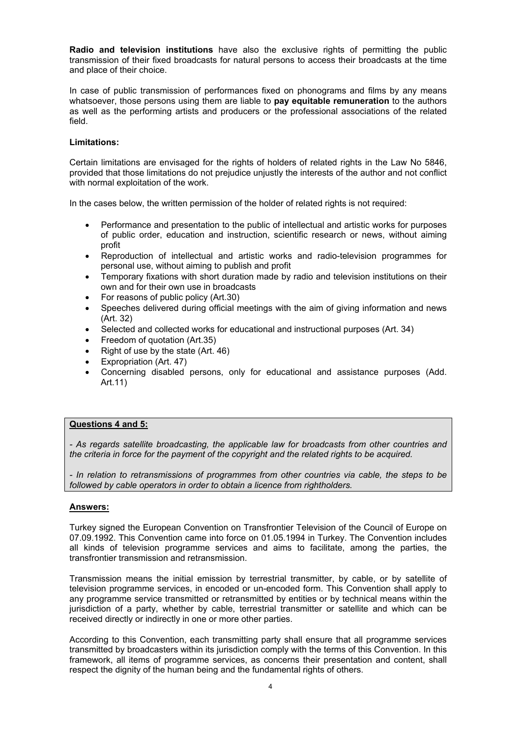**Radio and television institutions** have also the exclusive rights of permitting the public transmission of their fixed broadcasts for natural persons to access their broadcasts at the time and place of their choice.

In case of public transmission of performances fixed on phonograms and films by any means whatsoever, those persons using them are liable to **pay equitable remuneration** to the authors as well as the performing artists and producers or the professional associations of the related field.

**Limitations:**

Certain limitations are envisaged for the rights of holders of related rights in the Law No 5846, provided that those limitations do not prejudice unjustly the interests of the author and not conflict with normal exploitation of the work.

In the cases below, the written permission of the holder of related rights is not required:

- Performance and presentation to the public of intellectual and artistic works for purposes of public order, education and instruction, scientific research or news, without aiming profit
- Reproduction of intellectual and artistic works and radio-television programmes for personal use, without aiming to publish and profit
- Temporary fixations with short duration made by radio and television institutions on their own and for their own use in broadcasts
- For reasons of public policy (Art.30)
- Speeches delivered during official meetings with the aim of giving information and news (Art. 32)
- Selected and collected works for educational and instructional purposes (Art. 34)
- Freedom of quotation (Art.35)
- Right of use by the state (Art. 46)
- Expropriation (Art. 47)
- Concerning disabled persons, only for educational and assistance purposes (Add. Art.11)

**Questions 4 and 5:**

*- As regards satellite broadcasting, the applicable law for broadcasts from other countries and the criteria in force for the payment of the copyright and the related rights to be acquired.*

*- In relation to retransmissions of programmes from other countries via cable, the steps to be followed by cable operators in order to obtain a licence from rightholders.*

**Answers:**

Turkey signed the European Convention on Transfrontier Television of the Council of Europe on 07.09.1992. This Convention came into force on 01.05.1994 in Turkey. The Convention includes all kinds of television programme services and aims to facilitate, among the parties, the transfrontier transmission and retransmission.

Transmission means the initial emission by terrestrial transmitter, by cable, or by satellite of television programme services, in encoded or un-encoded form. This Convention shall apply to any programme service transmitted or retransmitted by entities or by technical means within the jurisdiction of a party, whether by cable, terrestrial transmitter or satellite and which can be received directly or indirectly in one or more other parties.

According to this Convention, each transmitting party shall ensure that all programme services transmitted by broadcasters within its jurisdiction comply with the terms of this Convention. In this framework, all items of programme services, as concerns their presentation and content, shall respect the dignity of the human being and the fundamental rights of others.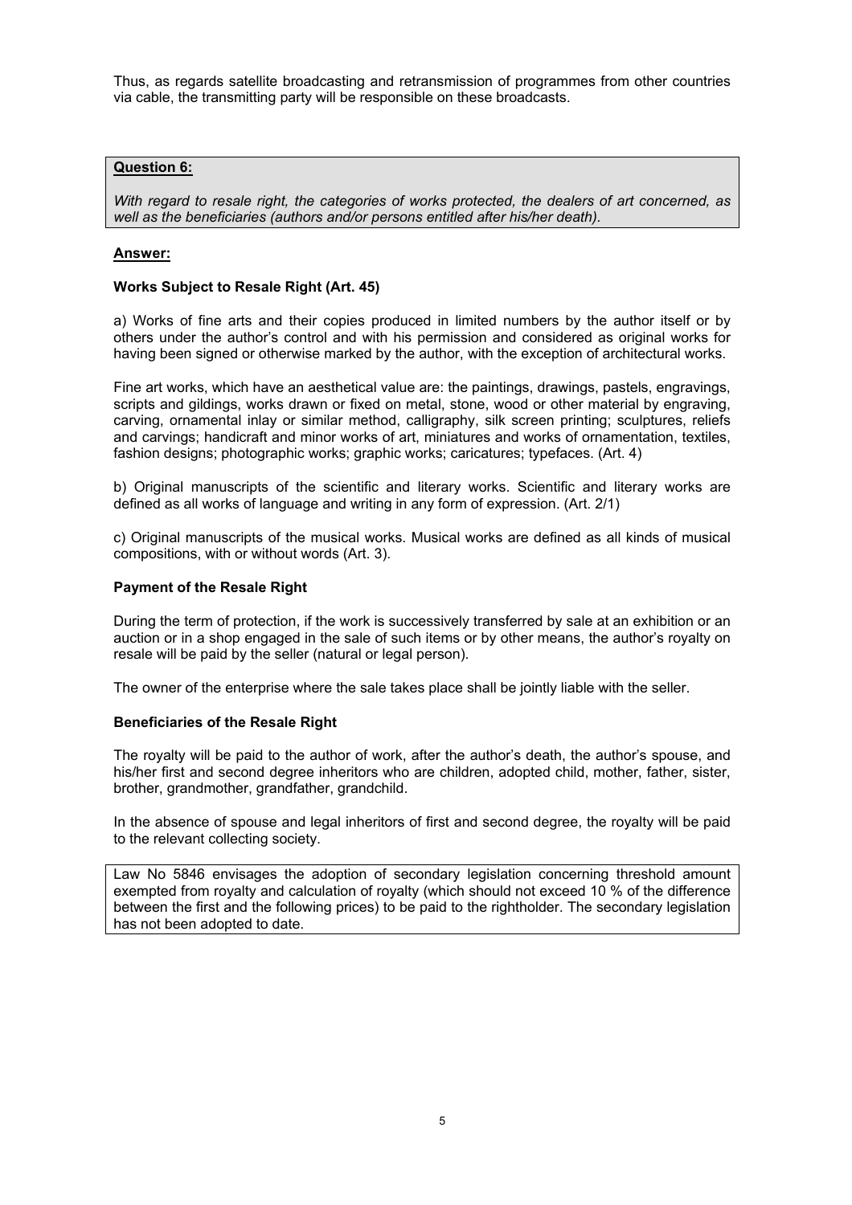Thus, as regards satellite broadcasting and retransmission of programmes from other countries via cable, the transmitting party will be responsible on these broadcasts.

**Question 6:**

*With regard to resale right, the categories of works protected, the dealers of art concerned, as well as the beneficiaries (authors and/or persons entitled after his/her death).*

**Answer:**

**Works Subject to Resale Right (Art. 45)**

a) Works of fine arts and their copies produced in limited numbers by the author itself or by others under the author's control and with his permission and considered as original works for having been signed or otherwise marked by the author, with the exception of architectural works.

Fine art works, which have an aesthetical value are: the paintings, drawings, pastels, engravings, scripts and gildings, works drawn or fixed on metal, stone, wood or other material by engraving, carving, ornamental inlay or similar method, calligraphy, silk screen printing; sculptures, reliefs and carvings; handicraft and minor works of art, miniatures and works of ornamentation, textiles, fashion designs; photographic works; graphic works; caricatures; typefaces. (Art. 4)

b) Original manuscripts of the scientific and literary works. Scientific and literary works are defined as all works of language and writing in any form of expression. (Art. 2/1)

c) Original manuscripts of the musical works. Musical works are defined as all kinds of musical compositions, with or without words (Art. 3).

**Payment of the Resale Right**

During the term of protection, if the work is successively transferred by sale at an exhibition or an auction or in a shop engaged in the sale of such items or by other means, the author's royalty on resale will be paid by the seller (natural or legal person).

The owner of the enterprise where the sale takes place shall be jointly liable with the seller.

**Beneficiaries of the Resale Right**

The royalty will be paid to the author of work, after the author's death, the author's spouse, and his/her first and second degree inheritors who are children, adopted child, mother, father, sister, brother, grandmother, grandfather, grandchild.

In the absence of spouse and legal inheritors of first and second degree, the royalty will be paid to the relevant collecting society.

Law No 5846 envisages the adoption of secondary legislation concerning threshold amount exempted from royalty and calculation of royalty (which should not exceed 10 % of the difference between the first and the following prices) to be paid to the rightholder. The secondary legislation has not been adopted to date.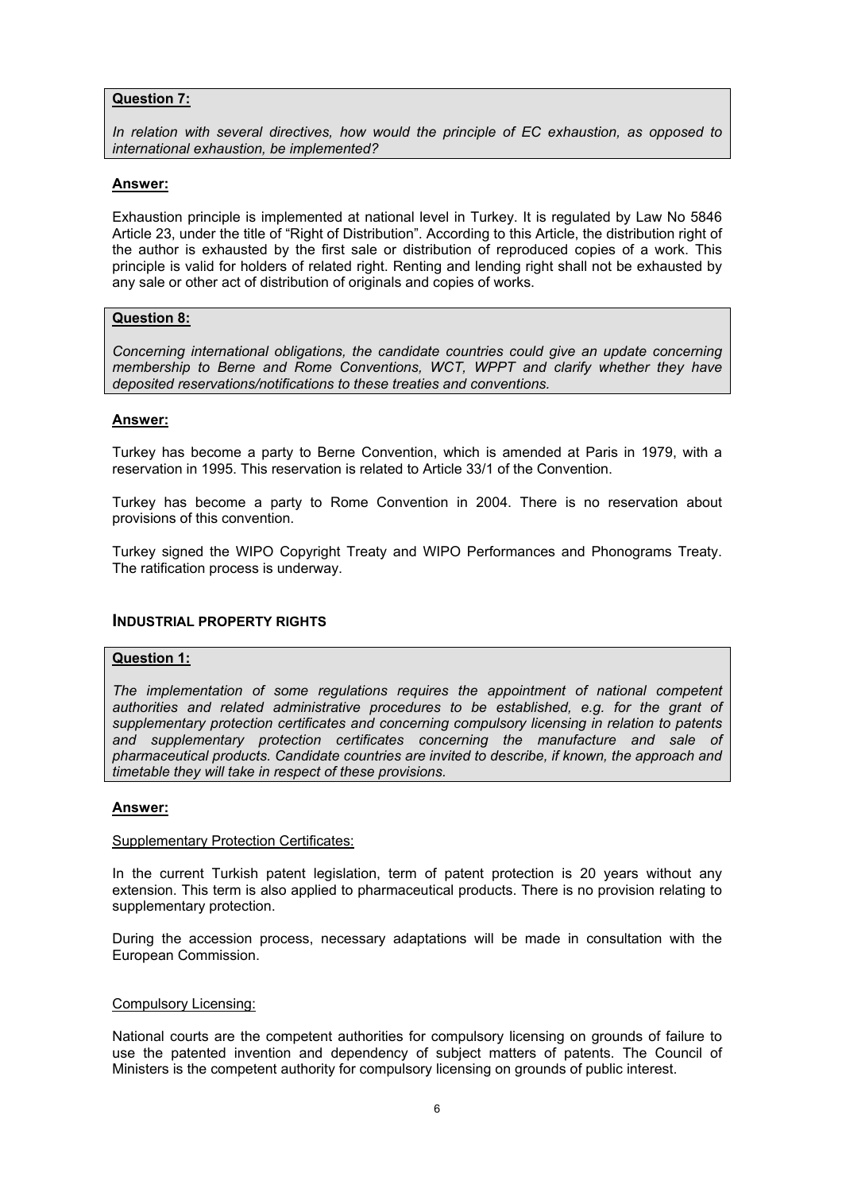**Question 7:**

*In relation with several directives, how would the principle of EC exhaustion, as opposed to international exhaustion, be implemented?*

**Answer:**

Exhaustion principle is implemented at national level in Turkey. It is regulated by Law No 5846 Article 23, under the title of "Right of Distribution". According to this Article, the distribution right of the author is exhausted by the first sale or distribution of reproduced copies of a work. This principle is valid for holders of related right. Renting and lending right shall not be exhausted by any sale or other act of distribution of originals and copies of works.

**Question 8:**

*Concerning international obligations, the candidate countries could give an update concerning membership to Berne and Rome Conventions, WCT, WPPT and clarify whether they have deposited reservations/notifications to these treaties and conventions.*

**Answer:**

Turkey has become a party to Berne Convention, which is amended at Paris in 1979, with a reservation in 1995. This reservation is related to Article 33/1 of the Convention.

Turkey has become a party to Rome Convention in 2004. There is no reservation about provisions of this convention.

Turkey signed the WIPO Copyright Treaty and WIPO Performances and Phonograms Treaty. The ratification process is underway.

## INDUSTRIAL PROPERTY RIGHTS

**Question 1:**

*The implementation of some regulations requires the appointment of national competent authorities and related administrative procedures to be established, e.g. for the grant of supplementary protection certificates and concerning compulsory licensing in relation to patents and supplementary protection certificates concerning the manufacture and sale of pharmaceutical products. Candidate countries are invited to describe, if known, the approach and timetable they will take in respect of these provisions.*

**Answer:**

Supplementary Protection Certificates:

In the current Turkish patent legislation, term of patent protection is 20 years without any extension. This term is also applied to pharmaceutical products. There is no provision relating to supplementary protection.

During the accession process, necessary adaptations will be made in consultation with the European Commission.

Compulsory Licensing:

National courts are the competent authorities for compulsory licensing on grounds of failure to use the patented invention and dependency of subject matters of patents. The Council of Ministers is the competent authority for compulsory licensing on grounds of public interest.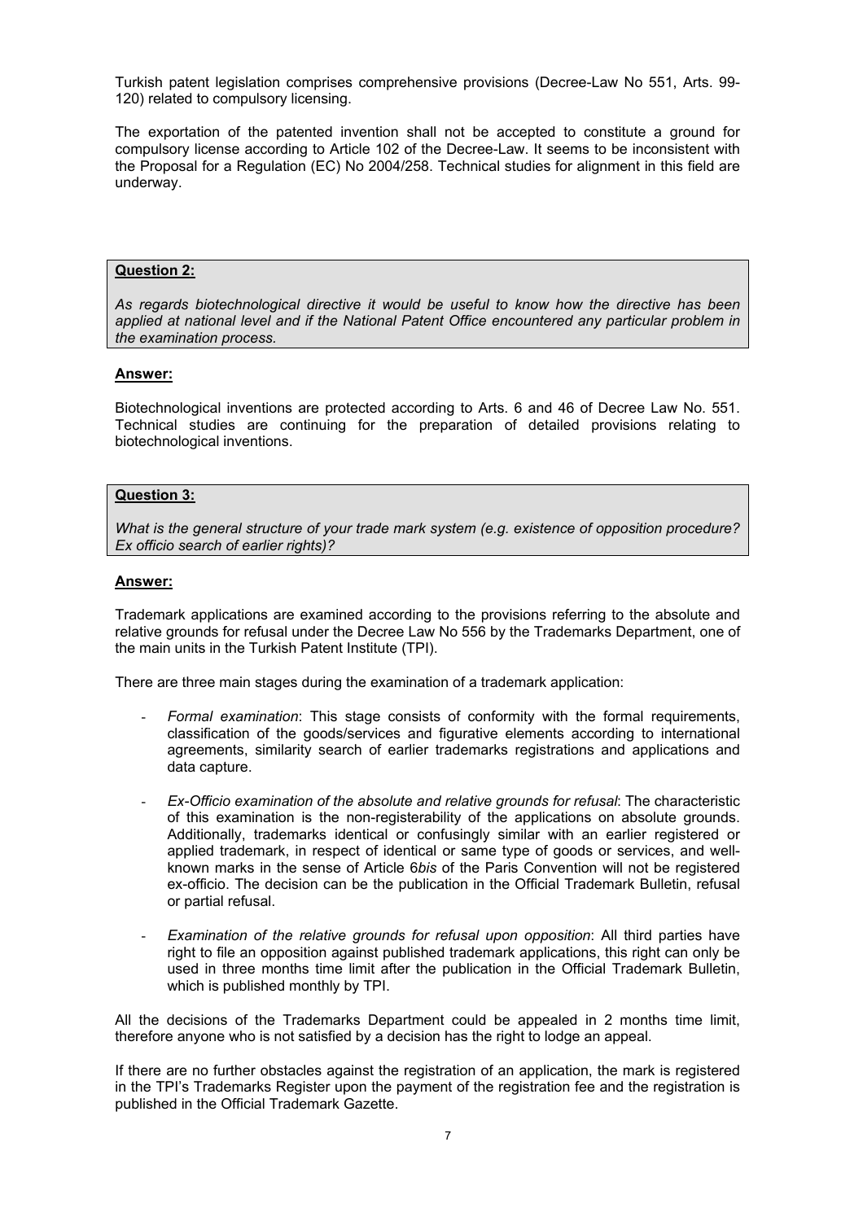Turkish patent legislation comprises comprehensive provisions (Decree-Law No 551, Arts. 99-120) related to compulsory licensing.

The exportation of the patented invention shall not be accepted to constitute a ground for compulsory license according to Article 102 of the Decree-Law. It seems to be inconsistent with the Proposal for a Regulation (EC) No 2004/258. Technical studies for alignment in this field are underway.

**Question 2:**

*As regards biotechnological directive it would be useful to know how the directive has been applied at national level and if the National Patent Office encountered any particular problem in the examination process.*

**Answer:**

Biotechnological inventions are protected according to Arts. 6 and 46 of Decree Law No. 551. Technical studies are continuing for the preparation of detailed provisions relating to biotechnological inventions.

**Question 3:**

*What is the general structure of your trade mark system (e.g. existence of opposition procedure? Ex officio search of earlier rights)?*

**Answer:**

Trademark applications are examined according to the provisions referring to the absolute and relative grounds for refusal under the Decree Law No 556 by the Trademarks Department, one of the main units in the Turkish Patent Institute (TPI).

There are three main stages during the examination of a trademark application:

- *Formal examination*: This stage consists of conformity with the formal requirements, classification of the goods/services and figurative elements according to international agreements, similarity search of earlier trademarks registrations and applications and data capture.
- *Ex-Officio examination of the absolute and relative grounds for refusal*: The characteristic of this examination is the non-registerability of the applications on absolute grounds. Additionally, trademarks identical or confusingly similar with an earlier registered or applied trademark, in respect of identical or same type of goods or services, and well-known marks in the sense of Article 6*bis* of the Paris Convention will not be registered ex-officio. The decision can be the publication in the Official Trademark Bulletin, refusal or partial refusal.
- *Examination of the relative grounds for refusal upon opposition*: All third parties have right to file an opposition against published trademark applications, this right can only be used in three months time limit after the publication in the Official Trademark Bulletin, which is published monthly by TPI.

All the decisions of the Trademarks Department could be appealed in 2 months time limit, therefore anyone who is not satisfied by a decision has the right to lodge an appeal.

If there are no further obstacles against the registration of an application, the mark is registered in the TPI's Trademarks Register upon the payment of the registration fee and the registration is published in the Official Trademark Gazette.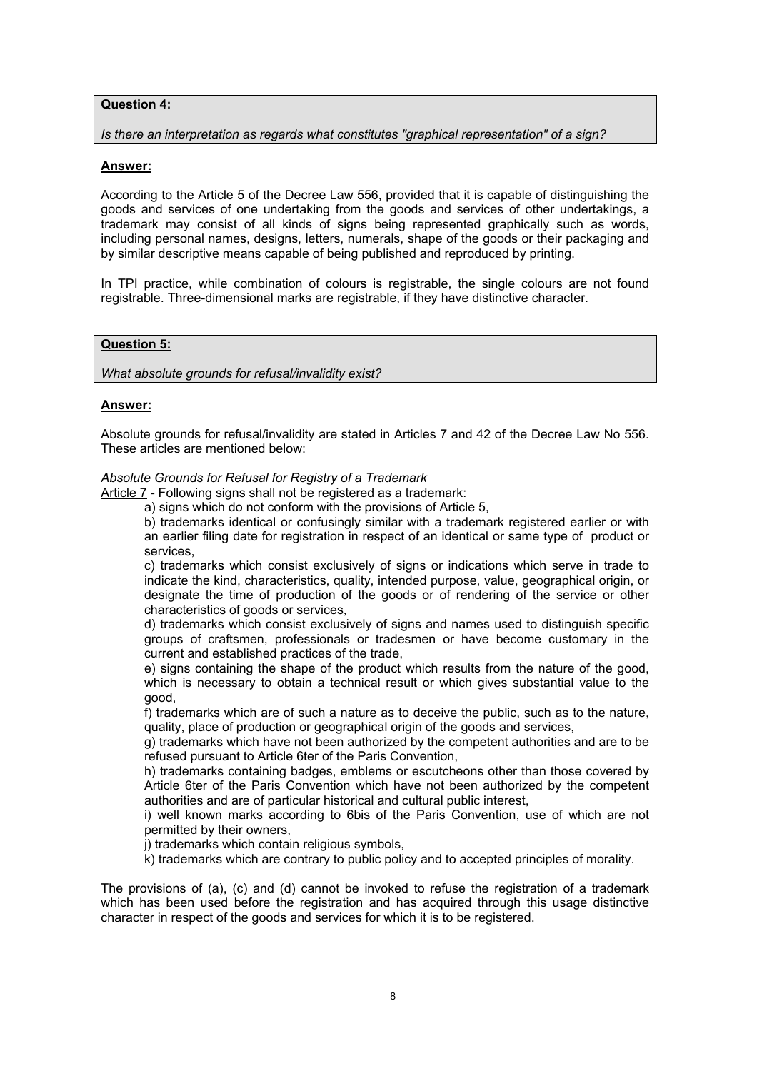**Question 4:**

*Is there an interpretation as regards what constitutes "graphical representation" of a sign?*

**Answer:**

According to the Article 5 of the Decree Law 556, provided that it is capable of distinguishing the goods and services of one undertaking from the goods and services of other undertakings, a trademark may consist of all kinds of signs being represented graphically such as words, including personal names, designs, letters, numerals, shape of the goods or their packaging and by similar descriptive means capable of being published and reproduced by printing.

In TPI practice, while combination of colours is registrable, the single colours are not found registrable. Three-dimensional marks are registrable, if they have distinctive character.

**Question 5:**

*What absolute grounds for refusal/invalidity exist?*

**Answer:**

Absolute grounds for refusal/invalidity are stated in Articles 7 and 42 of the Decree Law No 556. These articles are mentioned below:

*Absolute Grounds for Refusal for Registry of a Trademark*

<u>Article 7</u> - Following signs shall not be registered as a trademark:

a) signs which do not conform with the provisions of Article 5,

b) trademarks identical or confusingly similar with a trademark registered earlier or with an earlier filing date for registration in respect of an identical or same type of product or services,

c) trademarks which consist exclusively of signs or indications which serve in trade to indicate the kind, characteristics, quality, intended purpose, value, geographical origin, or designate the time of production of the goods or of rendering of the service or other characteristics of goods or services,

d) trademarks which consist exclusively of signs and names used to distinguish specific groups of craftsmen, professionals or tradesmen or have become customary in the current and established practices of the trade,

e) signs containing the shape of the product which results from the nature of the good, which is necessary to obtain a technical result or which gives substantial value to the good,

f) trademarks which are of such a nature as to deceive the public, such as to the nature, quality, place of production or geographical origin of the goods and services,

g) trademarks which have not been authorized by the competent authorities and are to be refused pursuant to Article 6ter of the Paris Convention,

h) trademarks containing badges, emblems or escutcheons other than those covered by Article 6ter of the Paris Convention which have not been authorized by the competent authorities and are of particular historical and cultural public interest,

i) well known marks according to 6bis of the Paris Convention, use of which are not permitted by their owners,

j) trademarks which contain religious symbols,

k) trademarks which are contrary to public policy and to accepted principles of morality.

The provisions of (a), (c) and (d) cannot be invoked to refuse the registration of a trademark which has been used before the registration and has acquired through this usage distinctive character in respect of the goods and services for which it is to be registered.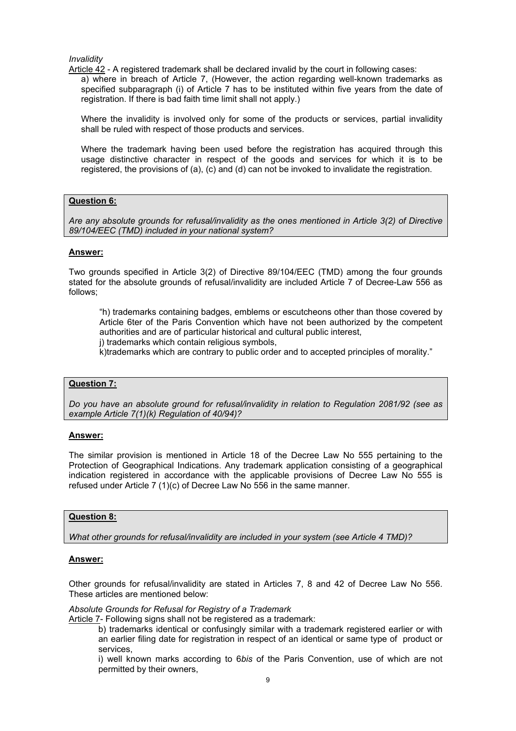*Invalidity*

Article 42 - A registered trademark shall be declared invalid by the court in following cases:

a) where in breach of Article 7, (However, the action regarding well-known trademarks as specified subparagraph (i) of Article 7 has to be instituted within five years from the date of registration. If there is bad faith time limit shall not apply.)

Where the invalidity is involved only for some of the products or services, partial invalidity shall be ruled with respect of those products and services.

Where the trademark having been used before the registration has acquired through this usage distinctive character in respect of the goods and services for which it is to be registered, the provisions of (a), (c) and (d) can not be invoked to invalidate the registration.

**Question 6:**

*Are any absolute grounds for refusal/invalidity as the ones mentioned in Article 3(2) of Directive 89/104/EEC (TMD) included in your national system?*

**Answer:**

Two grounds specified in Article 3(2) of Directive 89/104/EEC (TMD) among the four grounds stated for the absolute grounds of refusal/invalidity are included Article 7 of Decree-Law 556 as follows;

> "h) trademarks containing badges, emblems or escutcheons other than those covered by Article 6ter of the Paris Convention which have not been authorized by the competent authorities and are of particular historical and cultural public interest,
> j) trademarks which contain religious symbols,
> k)trademarks which are contrary to public order and to accepted principles of morality."

**Question 7:**

*Do you have an absolute ground for refusal/invalidity in relation to Regulation 2081/92 (see as example Article 7(1)(k) Regulation of 40/94)?*

**Answer:**

The similar provision is mentioned in Article 18 of the Decree Law No 555 pertaining to the Protection of Geographical Indications. Any trademark application consisting of a geographical indication registered in accordance with the applicable provisions of Decree Law No 555 is refused under Article 7 (1)(c) of Decree Law No 556 in the same manner.

**Question 8:**

*What other grounds for refusal/invalidity are included in your system (see Article 4 TMD)?*

**Answer:**

Other grounds for refusal/invalidity are stated in Articles 7, 8 and 42 of Decree Law No 556. These articles are mentioned below:

*Absolute Grounds for Refusal for Registry of a Trademark*

Article 7- Following signs shall not be registered as a trademark:

b) trademarks identical or confusingly similar with a trademark registered earlier or with an earlier filing date for registration in respect of an identical or same type of product or services,

i) well known marks according to 6*bis* of the Paris Convention, use of which are not permitted by their owners,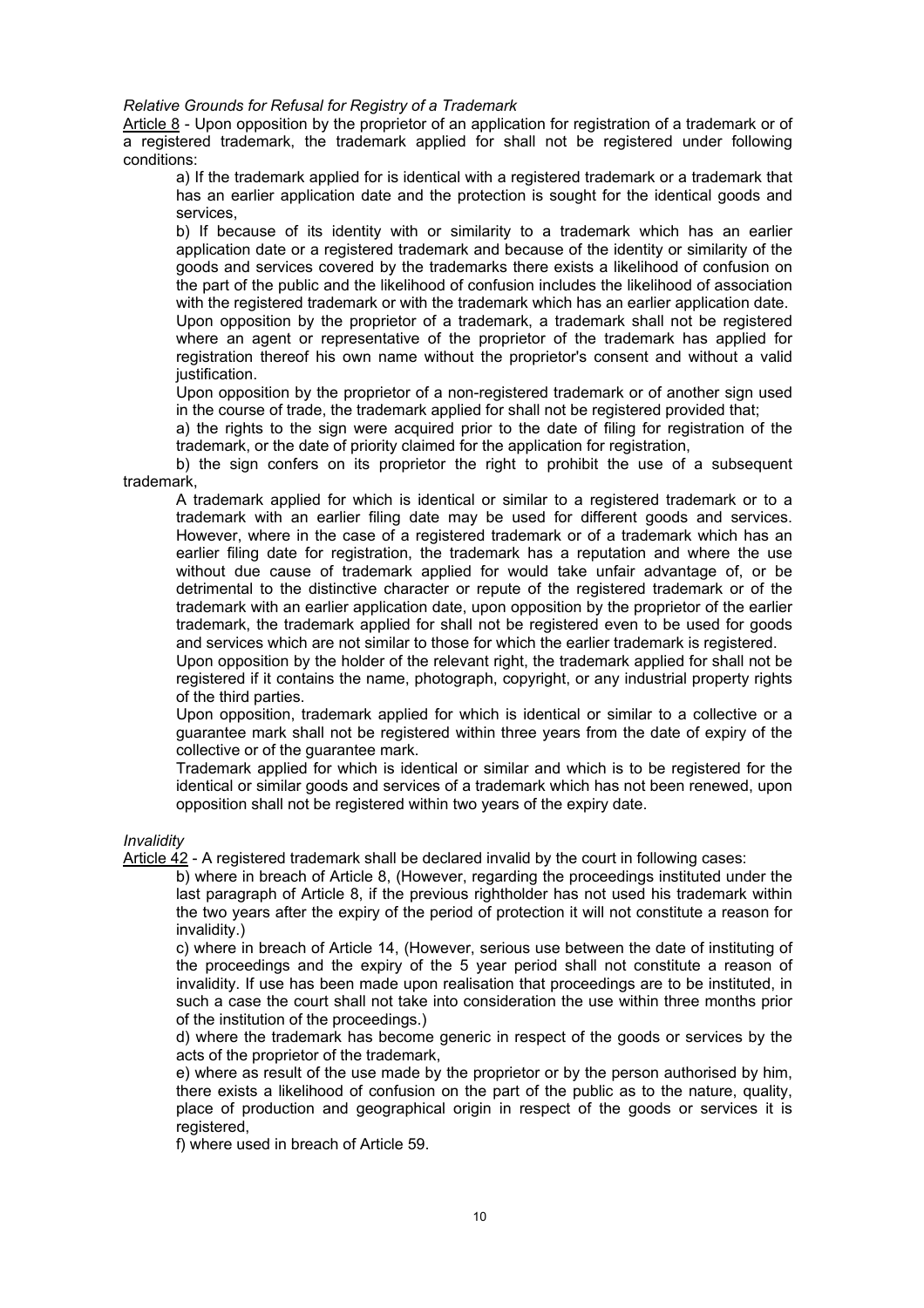*Relative Grounds for Refusal for Registry of a Trademark*

Article 8 - Upon opposition by the proprietor of an application for registration of a trademark or of a registered trademark, the trademark applied for shall not be registered under following conditions:

a) If the trademark applied for is identical with a registered trademark or a trademark that has an earlier application date and the protection is sought for the identical goods and services,

b) If because of its identity with or similarity to a trademark which has an earlier application date or a registered trademark and because of the identity or similarity of the goods and services covered by the trademarks there exists a likelihood of confusion on the part of the public and the likelihood of confusion includes the likelihood of association with the registered trademark or with the trademark which has an earlier application date.

Upon opposition by the proprietor of a trademark, a trademark shall not be registered where an agent or representative of the proprietor of the trademark has applied for registration thereof his own name without the proprietor's consent and without a valid justification.

Upon opposition by the proprietor of a non-registered trademark or of another sign used in the course of trade, the trademark applied for shall not be registered provided that;

a) the rights to the sign were acquired prior to the date of filing for registration of the trademark, or the date of priority claimed for the application for registration,

b) the sign confers on its proprietor the right to prohibit the use of a subsequent trademark,

A trademark applied for which is identical or similar to a registered trademark or to a trademark with an earlier filing date may be used for different goods and services. However, where in the case of a registered trademark or of a trademark which has an earlier filing date for registration, the trademark has a reputation and where the use without due cause of trademark applied for would take unfair advantage of, or be detrimental to the distinctive character or repute of the registered trademark or of the trademark with an earlier application date, upon opposition by the proprietor of the earlier trademark, the trademark applied for shall not be registered even to be used for goods and services which are not similar to those for which the earlier trademark is registered.

Upon opposition by the holder of the relevant right, the trademark applied for shall not be registered if it contains the name, photograph, copyright, or any industrial property rights of the third parties.

Upon opposition, trademark applied for which is identical or similar to a collective or a guarantee mark shall not be registered within three years from the date of expiry of the collective or of the guarantee mark.

Trademark applied for which is identical or similar and which is to be registered for the identical or similar goods and services of a trademark which has not been renewed, upon opposition shall not be registered within two years of the expiry date.

*Invalidity*

Article 42 - A registered trademark shall be declared invalid by the court in following cases:

b) where in breach of Article 8, (However, regarding the proceedings instituted under the last paragraph of Article 8, if the previous rightholder has not used his trademark within the two years after the expiry of the period of protection it will not constitute a reason for invalidity.)

c) where in breach of Article 14, (However, serious use between the date of instituting of the proceedings and the expiry of the 5 year period shall not constitute a reason of invalidity. If use has been made upon realisation that proceedings are to be instituted, in such a case the court shall not take into consideration the use within three months prior of the institution of the proceedings.)

d) where the trademark has become generic in respect of the goods or services by the acts of the proprietor of the trademark,

e) where as result of the use made by the proprietor or by the person authorised by him, there exists a likelihood of confusion on the part of the public as to the nature, quality, place of production and geographical origin in respect of the goods or services it is registered,

f) where used in breach of Article 59.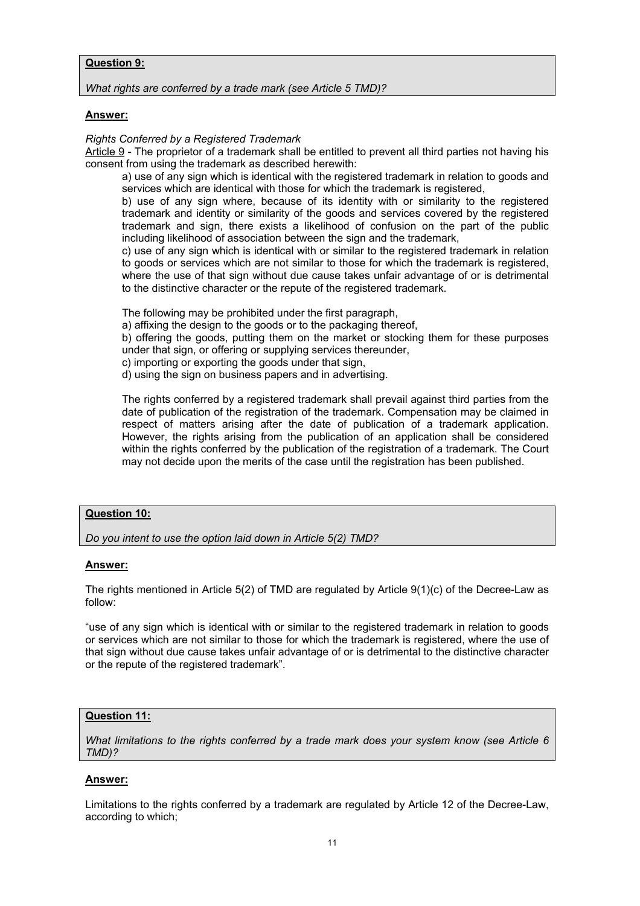**Question 9:**

*What rights are conferred by a trade mark (see Article 5 TMD)?*

**Answer:**

*Rights Conferred by a Registered Trademark*

Article 9 - The proprietor of a trademark shall be entitled to prevent all third parties not having his consent from using the trademark as described herewith:

a) use of any sign which is identical with the registered trademark in relation to goods and services which are identical with those for which the trademark is registered,

b) use of any sign where, because of its identity with or similarity to the registered trademark and identity or similarity of the goods and services covered by the registered trademark and sign, there exists a likelihood of confusion on the part of the public including likelihood of association between the sign and the trademark,

c) use of any sign which is identical with or similar to the registered trademark in relation to goods or services which are not similar to those for which the trademark is registered, where the use of that sign without due cause takes unfair advantage of or is detrimental to the distinctive character or the repute of the registered trademark.

The following may be prohibited under the first paragraph,

a) affixing the design to the goods or to the packaging thereof,

b) offering the goods, putting them on the market or stocking them for these purposes under that sign, or offering or supplying services thereunder,

c) importing or exporting the goods under that sign,

d) using the sign on business papers and in advertising.

The rights conferred by a registered trademark shall prevail against third parties from the date of publication of the registration of the trademark. Compensation may be claimed in respect of matters arising after the date of publication of a trademark application. However, the rights arising from the publication of an application shall be considered within the rights conferred by the publication of the registration of a trademark. The Court may not decide upon the merits of the case until the registration has been published.

**Question 10:**

*Do you intent to use the option laid down in Article 5(2) TMD?*

**Answer:**

The rights mentioned in Article 5(2) of TMD are regulated by Article 9(1)(c) of the Decree-Law as follow:

"use of any sign which is identical with or similar to the registered trademark in relation to goods or services which are not similar to those for which the trademark is registered, where the use of that sign without due cause takes unfair advantage of or is detrimental to the distinctive character or the repute of the registered trademark".

**Question 11:**

*What limitations to the rights conferred by a trade mark does your system know (see Article 6 TMD)?*

**Answer:**

Limitations to the rights conferred by a trademark are regulated by Article 12 of the Decree-Law, according to which;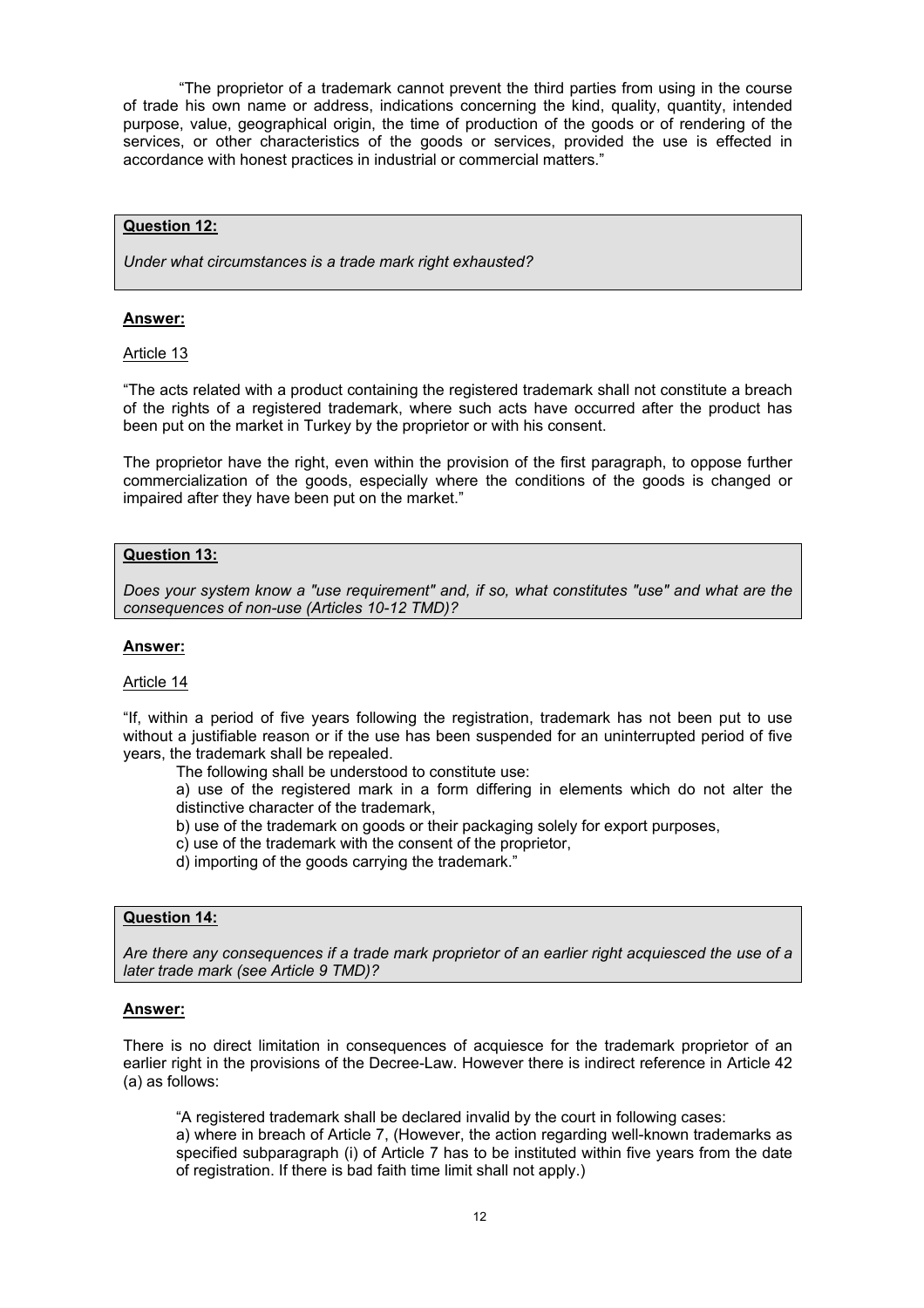"The proprietor of a trademark cannot prevent the third parties from using in the course of trade his own name or address, indications concerning the kind, quality, quantity, intended purpose, value, geographical origin, the time of production of the goods or of rendering of the services, or other characteristics of the goods or services, provided the use is effected in accordance with honest practices in industrial or commercial matters."

**Question 12:**

*Under what circumstances is a trade mark right exhausted?*

**Answer:**

Article 13

"The acts related with a product containing the registered trademark shall not constitute a breach of the rights of a registered trademark, where such acts have occurred after the product has been put on the market in Turkey by the proprietor or with his consent.

The proprietor have the right, even within the provision of the first paragraph, to oppose further commercialization of the goods, especially where the conditions of the goods is changed or impaired after they have been put on the market."

**Question 13:**

*Does your system know a "use requirement" and, if so, what constitutes "use" and what are the consequences of non-use (Articles 10-12 TMD)?*

**Answer:**

Article 14

"If, within a period of five years following the registration, trademark has not been put to use without a justifiable reason or if the use has been suspended for an uninterrupted period of five years, the trademark shall be repealed.

The following shall be understood to constitute use:

a) use of the registered mark in a form differing in elements which do not alter the distinctive character of the trademark,

b) use of the trademark on goods or their packaging solely for export purposes,

c) use of the trademark with the consent of the proprietor,

d) importing of the goods carrying the trademark."

**Question 14:**

*Are there any consequences if a trade mark proprietor of an earlier right acquiesced the use of a later trade mark (see Article 9 TMD)?*

**Answer:**

There is no direct limitation in consequences of acquiesce for the trademark proprietor of an earlier right in the provisions of the Decree-Law. However there is indirect reference in Article 42 (a) as follows:

"A registered trademark shall be declared invalid by the court in following cases:

a) where in breach of Article 7, (However, the action regarding well-known trademarks as specified subparagraph (i) of Article 7 has to be instituted within five years from the date of registration. If there is bad faith time limit shall not apply.)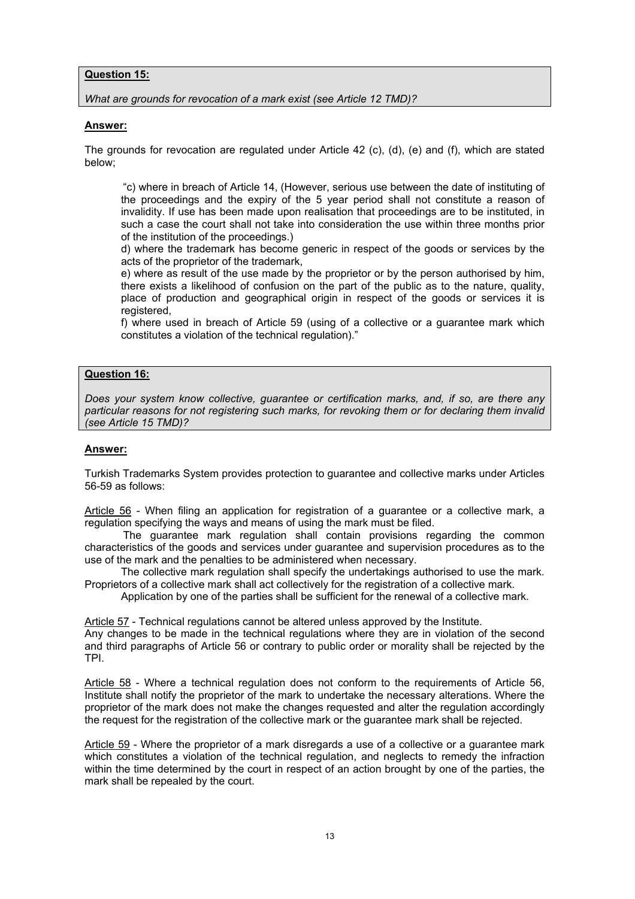**Question 15:**

*What are grounds for revocation of a mark exist (see Article 12 TMD)?*

**Answer:**

The grounds for revocation are regulated under Article 42 (c), (d), (e) and (f), which are stated below;

> "c) where in breach of Article 14, (However, serious use between the date of instituting of the proceedings and the expiry of the 5 year period shall not constitute a reason of invalidity. If use has been made upon realisation that proceedings are to be instituted, in such a case the court shall not take into consideration the use within three months prior of the institution of the proceedings.)
>
> d) where the trademark has become generic in respect of the goods or services by the acts of the proprietor of the trademark,
>
> e) where as result of the use made by the proprietor or by the person authorised by him, there exists a likelihood of confusion on the part of the public as to the nature, quality, place of production and geographical origin in respect of the goods or services it is registered,
>
> f) where used in breach of Article 59 (using of a collective or a guarantee mark which constitutes a violation of the technical regulation)."

**Question 16:**

*Does your system know collective, guarantee or certification marks, and, if so, are there any particular reasons for not registering such marks, for revoking them or for declaring them invalid (see Article 15 TMD)?*

**Answer:**

Turkish Trademarks System provides protection to guarantee and collective marks under Articles 56-59 as follows:

Article 56 - When filing an application for registration of a guarantee or a collective mark, a regulation specifying the ways and means of using the mark must be filed.

The guarantee mark regulation shall contain provisions regarding the common characteristics of the goods and services under guarantee and supervision procedures as to the use of the mark and the penalties to be administered when necessary.

The collective mark regulation shall specify the undertakings authorised to use the mark. Proprietors of a collective mark shall act collectively for the registration of a collective mark.

Application by one of the parties shall be sufficient for the renewal of a collective mark.

Article 57 - Technical regulations cannot be altered unless approved by the Institute.
Any changes to be made in the technical regulations where they are in violation of the second and third paragraphs of Article 56 or contrary to public order or morality shall be rejected by the TPI.

Article 58 - Where a technical regulation does not conform to the requirements of Article 56, Institute shall notify the proprietor of the mark to undertake the necessary alterations. Where the proprietor of the mark does not make the changes requested and alter the regulation accordingly the request for the registration of the collective mark or the guarantee mark shall be rejected.

Article 59 - Where the proprietor of a mark disregards a use of a collective or a guarantee mark which constitutes a violation of the technical regulation, and neglects to remedy the infraction within the time determined by the court in respect of an action brought by one of the parties, the mark shall be repealed by the court.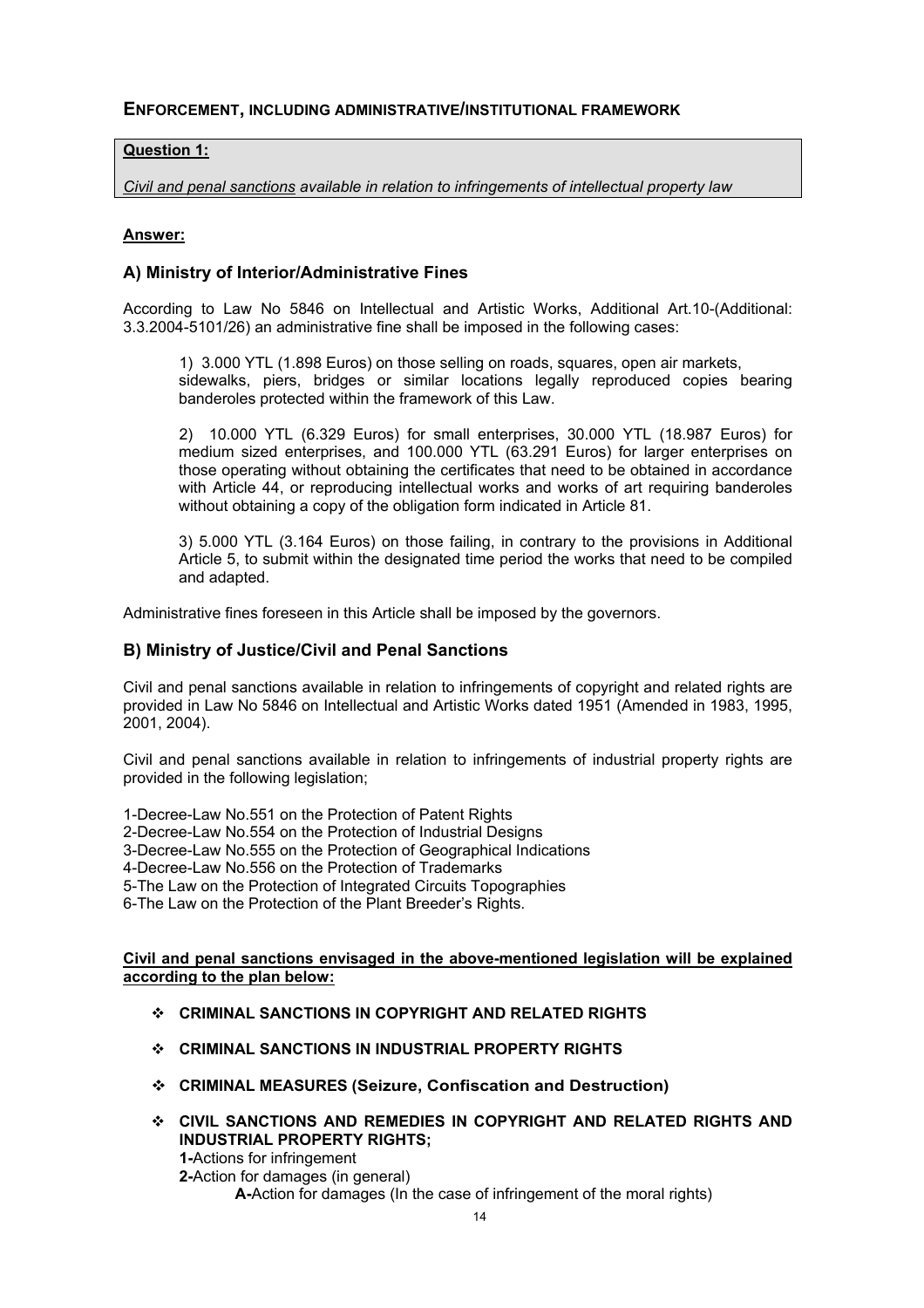## ENFORCEMENT, INCLUDING ADMINISTRATIVE/INSTITUTIONAL FRAMEWORK

**Question 1:**

*Civil and penal sanctions available in relation to infringements of intellectual property law*

**Answer:**

### A) Ministry of Interior/Administrative Fines

According to Law No 5846 on Intellectual and Artistic Works, Additional Art.10-(Additional: 3.3.2004-5101/26) an administrative fine shall be imposed in the following cases:

> 1) 3.000 YTL (1.898 Euros) on those selling on roads, squares, open air markets, sidewalks, piers, bridges or similar locations legally reproduced copies bearing banderoles protected within the framework of this Law.
>
> 2) 10.000 YTL (6.329 Euros) for small enterprises, 30.000 YTL (18.987 Euros) for medium sized enterprises, and 100.000 YTL (63.291 Euros) for larger enterprises on those operating without obtaining the certificates that need to be obtained in accordance with Article 44, or reproducing intellectual works and works of art requiring banderoles without obtaining a copy of the obligation form indicated in Article 81.
>
> 3) 5.000 YTL (3.164 Euros) on those failing, in contrary to the provisions in Additional Article 5, to submit within the designated time period the works that need to be compiled and adapted.

Administrative fines foreseen in this Article shall be imposed by the governors.

### B) Ministry of Justice/Civil and Penal Sanctions

Civil and penal sanctions available in relation to infringements of copyright and related rights are provided in Law No 5846 on Intellectual and Artistic Works dated 1951 (Amended in 1983, 1995, 2001, 2004).

Civil and penal sanctions available in relation to infringements of industrial property rights are provided in the following legislation;

1-Decree-Law No.551 on the Protection of Patent Rights
2-Decree-Law No.554 on the Protection of Industrial Designs
3-Decree-Law No.555 on the Protection of Geographical Indications
4-Decree-Law No.556 on the Protection of Trademarks
5-The Law on the Protection of Integrated Circuits Topographies
6-The Law on the Protection of the Plant Breeder's Rights.

**Civil and penal sanctions envisaged in the above-mentioned legislation will be explained according to the plan below:**

- **CRIMINAL SANCTIONS IN COPYRIGHT AND RELATED RIGHTS**
- **CRIMINAL SANCTIONS IN INDUSTRIAL PROPERTY RIGHTS**
- **CRIMINAL MEASURES (Seizure, Confiscation and Destruction)**
- **CIVIL SANCTIONS AND REMEDIES IN COPYRIGHT AND RELATED RIGHTS AND INDUSTRIAL PROPERTY RIGHTS;**
  **1-**Actions for infringement
  **2-**Action for damages (in general)
  **A-**Action for damages (In the case of infringement of the moral rights)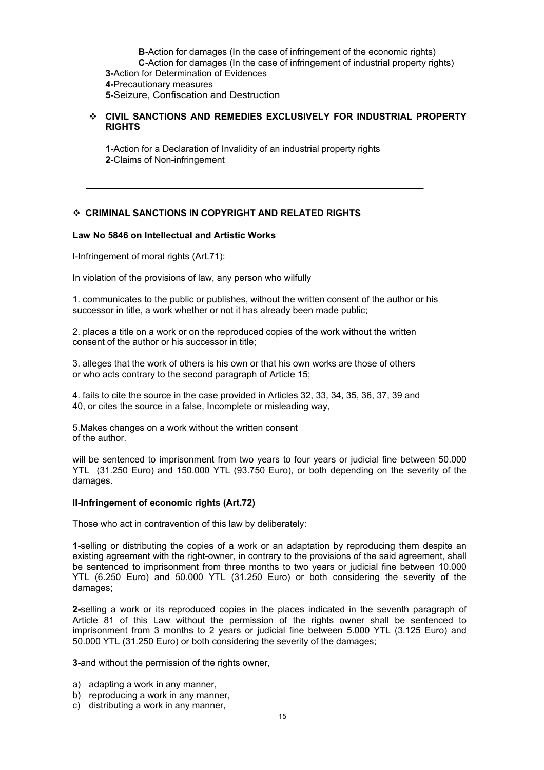**B-**Action for damages (In the case of infringement of the economic rights)
**C-**Action for damages (In the case of infringement of industrial property rights)

**3-**Action for Determination of Evidences
**4-**Precautionary measures
**5-**Seizure, Confiscation and Destruction

### ❖ CIVIL SANCTIONS AND REMEDIES EXCLUSIVELY FOR INDUSTRIAL PROPERTY RIGHTS

**1-**Action for a Declaration of Invalidity of an industrial property rights
**2-**Claims of Non-infringement

---

### ❖ CRIMINAL SANCTIONS IN COPYRIGHT AND RELATED RIGHTS

**Law No 5846 on Intellectual and Artistic Works**

I-Infringement of moral rights (Art.71):

In violation of the provisions of law, any person who wilfully

1. communicates to the public or publishes, without the written consent of the author or his successor in title, a work whether or not it has already been made public;

2. places a title on a work or on the reproduced copies of the work without the written consent of the author or his successor in title;

3. alleges that the work of others is his own or that his own works are those of others or who acts contrary to the second paragraph of Article 15;

4. fails to cite the source in the case provided in Articles 32, 33, 34, 35, 36, 37, 39 and 40, or cites the source in a false, Incomplete or misleading way,

5. Makes changes on a work without the written consent of the author.

will be sentenced to imprisonment from two years to four years or judicial fine between 50.000 YTL (31.250 Euro) and 150.000 YTL (93.750 Euro), or both depending on the severity of the damages.

**II-Infringement of economic rights (Art.72)**

Those who act in contravention of this law by deliberately:

**1-**selling or distributing the copies of a work or an adaptation by reproducing them despite an existing agreement with the right-owner, in contrary to the provisions of the said agreement, shall be sentenced to imprisonment from three months to two years or judicial fine between 10.000 YTL (6.250 Euro) and 50.000 YTL (31.250 Euro) or both considering the severity of the damages;

**2-**selling a work or its reproduced copies in the places indicated in the seventh paragraph of Article 81 of this Law without the permission of the rights owner shall be sentenced to imprisonment from 3 months to 2 years or judicial fine between 5.000 YTL (3.125 Euro) and 50.000 YTL (31.250 Euro) or both considering the severity of the damages;

**3-**and without the permission of the rights owner,

a) adapting a work in any manner,
b) reproducing a work in any manner,
c) distributing a work in any manner,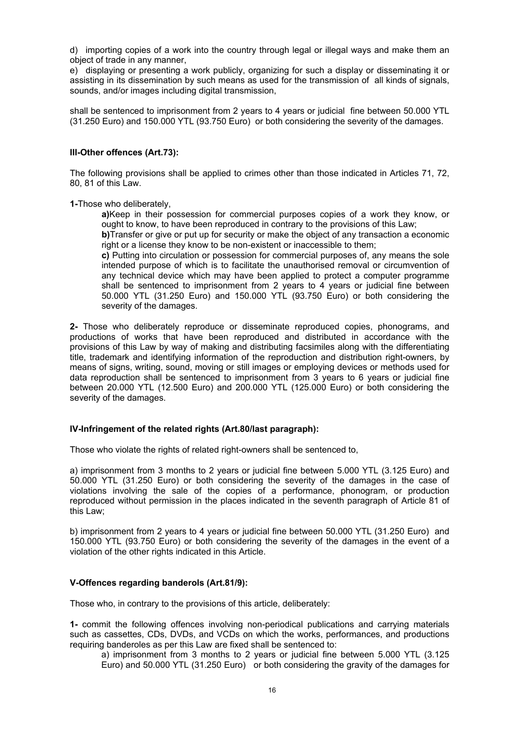d) importing copies of a work into the country through legal or illegal ways and make them an object of trade in any manner,

e) displaying or presenting a work publicly, organizing for such a display or disseminating it or assisting in its dissemination by such means as used for the transmission of all kinds of signals, sounds, and/or images including digital transmission,

shall be sentenced to imprisonment from 2 years to 4 years or judicial fine between 50.000 YTL (31.250 Euro) and 150.000 YTL (93.750 Euro) or both considering the severity of the damages.

**III-Other offences (Art.73):**

The following provisions shall be applied to crimes other than those indicated in Articles 71, 72, 80, 81 of this Law.

**1-**Those who deliberately,

> **a)**Keep in their possession for commercial purposes copies of a work they know, or ought to know, to have been reproduced in contrary to the provisions of this Law;
>
> **b)**Transfer or give or put up for security or make the object of any transaction a economic right or a license they know to be non-existent or inaccessible to them;
>
> **c)** Putting into circulation or possession for commercial purposes of, any means the sole intended purpose of which is to facilitate the unauthorised removal or circumvention of any technical device which may have been applied to protect a computer programme shall be sentenced to imprisonment from 2 years to 4 years or judicial fine between 50.000 YTL (31.250 Euro) and 150.000 YTL (93.750 Euro) or both considering the severity of the damages.

**2-** Those who deliberately reproduce or disseminate reproduced copies, phonograms, and productions of works that have been reproduced and distributed in accordance with the provisions of this Law by way of making and distributing facsimiles along with the differentiating title, trademark and identifying information of the reproduction and distribution right-owners, by means of signs, writing, sound, moving or still images or employing devices or methods used for data reproduction shall be sentenced to imprisonment from 3 years to 6 years or judicial fine between 20.000 YTL (12.500 Euro) and 200.000 YTL (125.000 Euro) or both considering the severity of the damages.

**IV-Infringement of the related rights (Art.80/last paragraph):**

Those who violate the rights of related right-owners shall be sentenced to,

a) imprisonment from 3 months to 2 years or judicial fine between 5.000 YTL (3.125 Euro) and 50.000 YTL (31.250 Euro) or both considering the severity of the damages in the case of violations involving the sale of the copies of a performance, phonogram, or production reproduced without permission in the places indicated in the seventh paragraph of Article 81 of this Law;

b) imprisonment from 2 years to 4 years or judicial fine between 50.000 YTL (31.250 Euro) and 150.000 YTL (93.750 Euro) or both considering the severity of the damages in the event of a violation of the other rights indicated in this Article.

**V-Offences regarding banderols (Art.81/9):**

Those who, in contrary to the provisions of this article, deliberately:

**1-** commit the following offences involving non-periodical publications and carrying materials such as cassettes, CDs, DVDs, and VCDs on which the works, performances, and productions requiring banderoles as per this Law are fixed shall be sentenced to:

> a) imprisonment from 3 months to 2 years or judicial fine between 5.000 YTL (3.125 Euro) and 50.000 YTL (31.250 Euro) or both considering the gravity of the damages for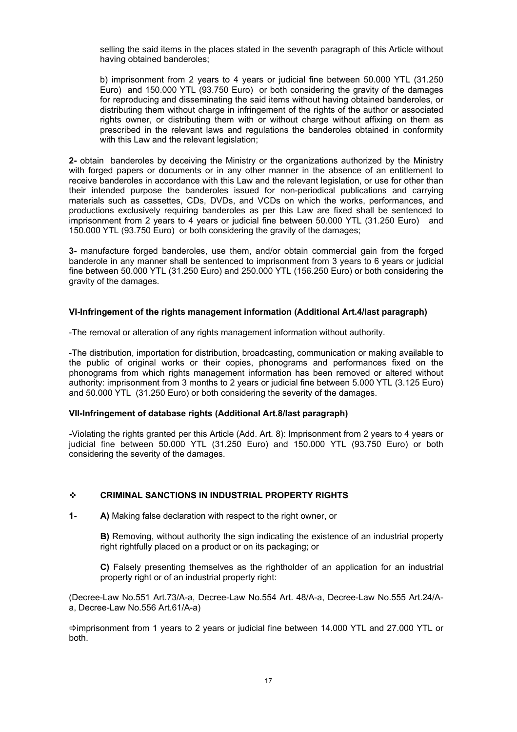selling the said items in the places stated in the seventh paragraph of this Article without having obtained banderoles;

b) imprisonment from 2 years to 4 years or judicial fine between 50.000 YTL (31.250 Euro) and 150.000 YTL (93.750 Euro) or both considering the gravity of the damages for reproducing and disseminating the said items without having obtained banderoles, or distributing them without charge in infringement of the rights of the author or associated rights owner, or distributing them with or without charge without affixing on them as prescribed in the relevant laws and regulations the banderoles obtained in conformity with this Law and the relevant legislation;

**2-** obtain banderoles by deceiving the Ministry or the organizations authorized by the Ministry with forged papers or documents or in any other manner in the absence of an entitlement to receive banderoles in accordance with this Law and the relevant legislation, or use for other than their intended purpose the banderoles issued for non-periodical publications and carrying materials such as cassettes, CDs, DVDs, and VCDs on which the works, performances, and productions exclusively requiring banderoles as per this Law are fixed shall be sentenced to imprisonment from 2 years to 4 years or judicial fine between 50.000 YTL (31.250 Euro) and 150.000 YTL (93.750 Euro) or both considering the gravity of the damages;

**3-** manufacture forged banderoles, use them, and/or obtain commercial gain from the forged banderole in any manner shall be sentenced to imprisonment from 3 years to 6 years or judicial fine between 50.000 YTL (31.250 Euro) and 250.000 YTL (156.250 Euro) or both considering the gravity of the damages.

**VI-Infringement of the rights management information (Additional Art.4/last paragraph)**

-The removal or alteration of any rights management information without authority.

-The distribution, importation for distribution, broadcasting, communication or making available to the public of original works or their copies, phonograms and performances fixed on the phonograms from which rights management information has been removed or altered without authority: imprisonment from 3 months to 2 years or judicial fine between 5.000 YTL (3.125 Euro) and 50.000 YTL (31.250 Euro) or both considering the severity of the damages.

**VII-Infringement of database rights (Additional Art.8/last paragraph)**

**-**Violating the rights granted per this Article (Add. Art. 8): Imprisonment from 2 years to 4 years or judicial fine between 50.000 YTL (31.250 Euro) and 150.000 YTL (93.750 Euro) or both considering the severity of the damages.

## ❖ CRIMINAL SANCTIONS IN INDUSTRIAL PROPERTY RIGHTS

**1-** **A)** Making false declaration with respect to the right owner, or

**B)** Removing, without authority the sign indicating the existence of an industrial property right rightfully placed on a product or on its packaging; or

**C)** Falsely presenting themselves as the rightholder of an application for an industrial property right or of an industrial property right:

(Decree-Law No.551 Art.73/A-a, Decree-Law No.554 Art. 48/A-a, Decree-Law No.555 Art.24/A-a, Decree-Law No.556 Art.61/A-a)

⇨imprisonment from 1 years to 2 years or judicial fine between 14.000 YTL and 27.000 YTL or both.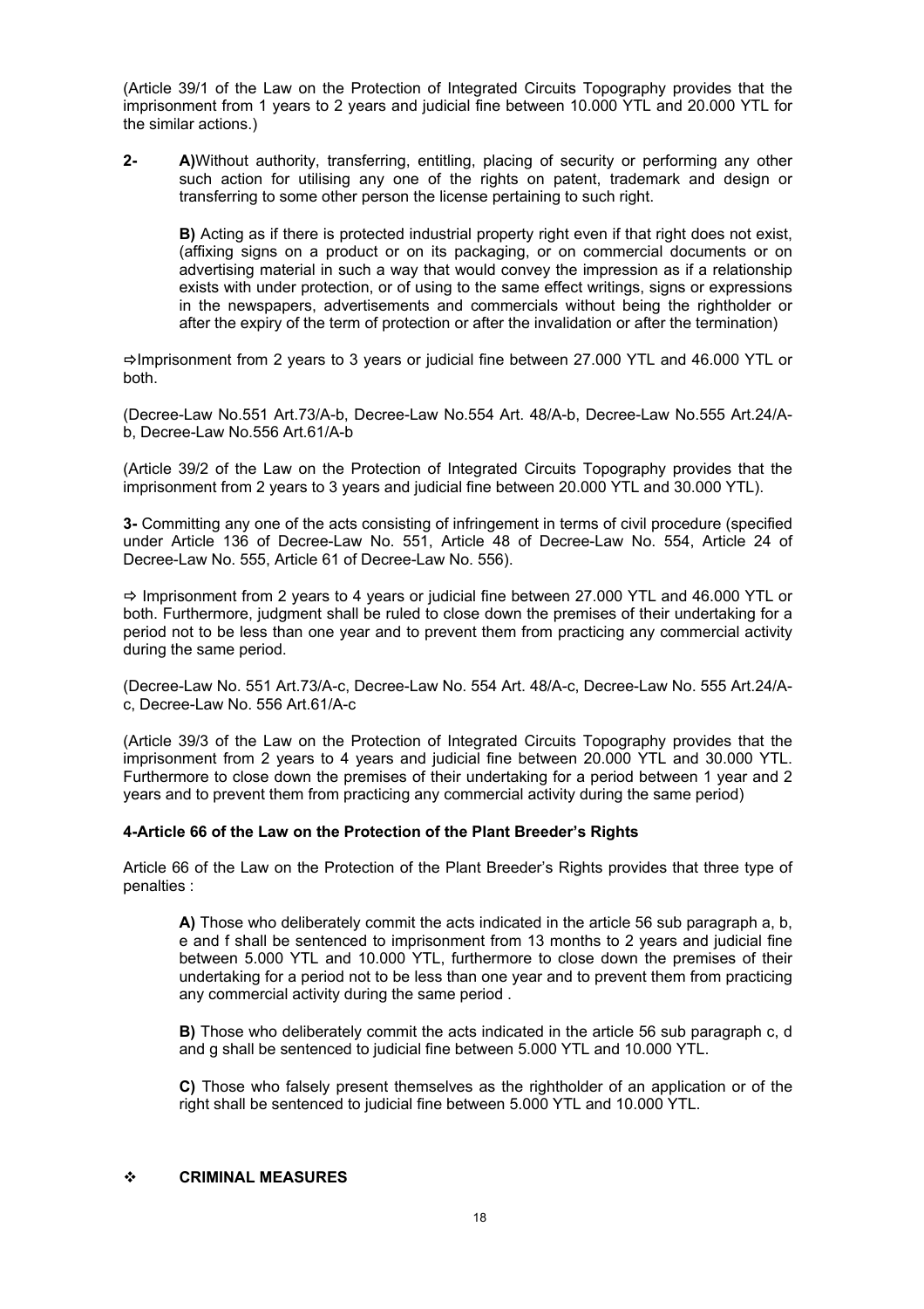(Article 39/1 of the Law on the Protection of Integrated Circuits Topography provides that the imprisonment from 1 years to 2 years and judicial fine between 10.000 YTL and 20.000 YTL for the similar actions.)

**2-** **A)** Without authority, transferring, entitling, placing of security or performing any other such action for utilising any one of the rights on patent, trademark and design or transferring to some other person the license pertaining to such right.

**B)** Acting as if there is protected industrial property right even if that right does not exist, (affixing signs on a product or on its packaging, or on commercial documents or on advertising material in such a way that would convey the impression as if a relationship exists with under protection, or of using to the same effect writings, signs or expressions in the newspapers, advertisements and commercials without being the rightholder or after the expiry of the term of protection or after the invalidation or after the termination)

⇨Imprisonment from 2 years to 3 years or judicial fine between 27.000 YTL and 46.000 YTL or both.

(Decree-Law No.551 Art.73/A-b, Decree-Law No.554 Art. 48/A-b, Decree-Law No.555 Art.24/A-b, Decree-Law No.556 Art.61/A-b

(Article 39/2 of the Law on the Protection of Integrated Circuits Topography provides that the imprisonment from 2 years to 3 years and judicial fine between 20.000 YTL and 30.000 YTL).

**3-** Committing any one of the acts consisting of infringement in terms of civil procedure (specified under Article 136 of Decree-Law No. 551, Article 48 of Decree-Law No. 554, Article 24 of Decree-Law No. 555, Article 61 of Decree-Law No. 556).

⇨ Imprisonment from 2 years to 4 years or judicial fine between 27.000 YTL and 46.000 YTL or both. Furthermore, judgment shall be ruled to close down the premises of their undertaking for a period not to be less than one year and to prevent them from practicing any commercial activity during the same period.

(Decree-Law No. 551 Art.73/A-c, Decree-Law No. 554 Art. 48/A-c, Decree-Law No. 555 Art.24/A-c, Decree-Law No. 556 Art.61/A-c

(Article 39/3 of the Law on the Protection of Integrated Circuits Topography provides that the imprisonment from 2 years to 4 years and judicial fine between 20.000 YTL and 30.000 YTL. Furthermore to close down the premises of their undertaking for a period between 1 year and 2 years and to prevent them from practicing any commercial activity during the same period)

**4-Article 66 of the Law on the Protection of the Plant Breeder's Rights**

Article 66 of the Law on the Protection of the Plant Breeder's Rights provides that three type of penalties :

**A)** Those who deliberately commit the acts indicated in the article 56 sub paragraph a, b, e and f shall be sentenced to imprisonment from 13 months to 2 years and judicial fine between 5.000 YTL and 10.000 YTL, furthermore to close down the premises of their undertaking for a period not to be less than one year and to prevent them from practicing any commercial activity during the same period .

**B)** Those who deliberately commit the acts indicated in the article 56 sub paragraph c, d and g shall be sentenced to judicial fine between 5.000 YTL and 10.000 YTL.

**C)** Those who falsely present themselves as the rightholder of an application or of the right shall be sentenced to judicial fine between 5.000 YTL and 10.000 YTL.

- **CRIMINAL MEASURES**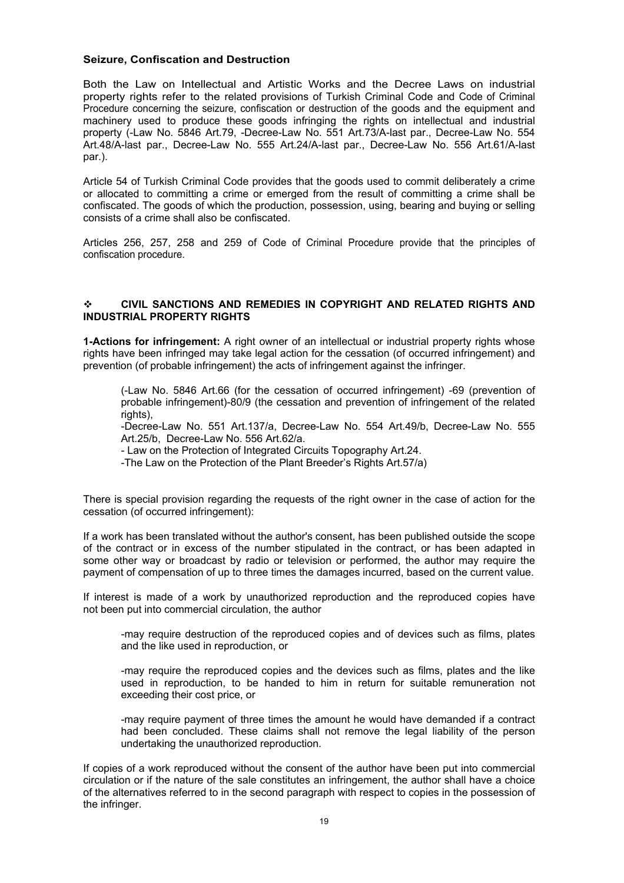**Seizure, Confiscation and Destruction**

Both the Law on Intellectual and Artistic Works and the Decree Laws on industrial property rights refer to the related provisions of Turkish Criminal Code and Code of Criminal Procedure concerning the seizure, confiscation or destruction of the goods and the equipment and machinery used to produce these goods infringing the rights on intellectual and industrial property (-Law No. 5846 Art.79, -Decree-Law No. 551 Art.73/A-last par., Decree-Law No. 554 Art.48/A-last par., Decree-Law No. 555 Art.24/A-last par., Decree-Law No. 556 Art.61/A-last par.).

Article 54 of Turkish Criminal Code provides that the goods used to commit deliberately a crime or allocated to committing a crime or emerged from the result of committing a crime shall be confiscated. The goods of which the production, possession, using, bearing and buying or selling consists of a crime shall also be confiscated.

Articles 256, 257, 258 and 259 of Code of Criminal Procedure provide that the principles of confiscation procedure.

## ❖ CIVIL SANCTIONS AND REMEDIES IN COPYRIGHT AND RELATED RIGHTS AND INDUSTRIAL PROPERTY RIGHTS

**1-Actions for infringement:** A right owner of an intellectual or industrial property rights whose rights have been infringed may take legal action for the cessation (of occurred infringement) and prevention (of probable infringement) the acts of infringement against the infringer.

> (-Law No. 5846 Art.66 (for the cessation of occurred infringement) -69 (prevention of probable infringement)-80/9 (the cessation and prevention of infringement of the related rights),
>
> -Decree-Law No. 551 Art.137/a, Decree-Law No. 554 Art.49/b, Decree-Law No. 555 Art.25/b, Decree-Law No. 556 Art.62/a.
>
> - Law on the Protection of Integrated Circuits Topography Art.24.
>
> -The Law on the Protection of the Plant Breeder's Rights Art.57/a)

There is special provision regarding the requests of the right owner in the case of action for the cessation (of occurred infringement):

If a work has been translated without the author's consent, has been published outside the scope of the contract or in excess of the number stipulated in the contract, or has been adapted in some other way or broadcast by radio or television or performed, the author may require the payment of compensation of up to three times the damages incurred, based on the current value.

If interest is made of a work by unauthorized reproduction and the reproduced copies have not been put into commercial circulation, the author

> -may require destruction of the reproduced copies and of devices such as films, plates and the like used in reproduction, or
>
> -may require the reproduced copies and the devices such as films, plates and the like used in reproduction, to be handed to him in return for suitable remuneration not exceeding their cost price, or
>
> -may require payment of three times the amount he would have demanded if a contract had been concluded. These claims shall not remove the legal liability of the person undertaking the unauthorized reproduction.

If copies of a work reproduced without the consent of the author have been put into commercial circulation or if the nature of the sale constitutes an infringement, the author shall have a choice of the alternatives referred to in the second paragraph with respect to copies in the possession of the infringer.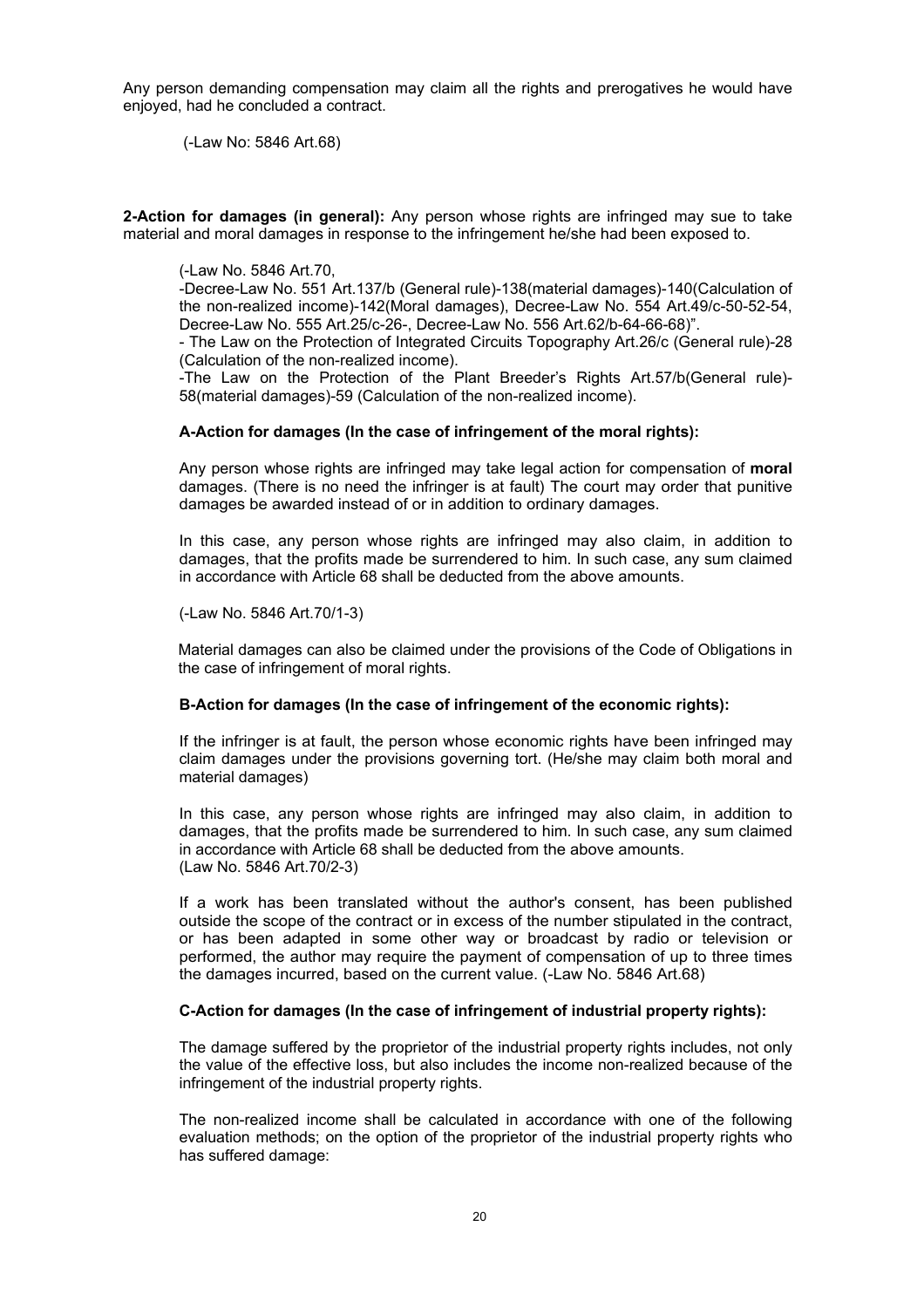Any person demanding compensation may claim all the rights and prerogatives he would have enjoyed, had he concluded a contract.

(-Law No: 5846 Art.68)

**2-Action for damages (in general):** Any person whose rights are infringed may sue to take material and moral damages in response to the infringement he/she had been exposed to.

(-Law No. 5846 Art.70,
-Decree-Law No. 551 Art.137/b (General rule)-138(material damages)-140(Calculation of the non-realized income)-142(Moral damages), Decree-Law No. 554 Art.49/c-50-52-54, Decree-Law No. 555 Art.25/c-26-, Decree-Law No. 556 Art.62/b-64-66-68)".
- The Law on the Protection of Integrated Circuits Topography Art.26/c (General rule)-28 (Calculation of the non-realized income).
-The Law on the Protection of the Plant Breeder's Rights Art.57/b(General rule)-58(material damages)-59 (Calculation of the non-realized income).

**A-Action for damages (In the case of infringement of the moral rights):**

Any person whose rights are infringed may take legal action for compensation of **moral** damages. (There is no need the infringer is at fault) The court may order that punitive damages be awarded instead of or in addition to ordinary damages.

In this case, any person whose rights are infringed may also claim, in addition to damages, that the profits made be surrendered to him. In such case, any sum claimed in accordance with Article 68 shall be deducted from the above amounts.

(-Law No. 5846 Art.70/1-3)

Material damages can also be claimed under the provisions of the Code of Obligations in the case of infringement of moral rights.

**B-Action for damages (In the case of infringement of the economic rights):**

If the infringer is at fault, the person whose economic rights have been infringed may claim damages under the provisions governing tort. (He/she may claim both moral and material damages)

In this case, any person whose rights are infringed may also claim, in addition to damages, that the profits made be surrendered to him. In such case, any sum claimed in accordance with Article 68 shall be deducted from the above amounts.
(Law No. 5846 Art.70/2-3)

If a work has been translated without the author's consent, has been published outside the scope of the contract or in excess of the number stipulated in the contract, or has been adapted in some other way or broadcast by radio or television or performed, the author may require the payment of compensation of up to three times the damages incurred, based on the current value. (-Law No. 5846 Art.68)

**C-Action for damages (In the case of infringement of industrial property rights):**

The damage suffered by the proprietor of the industrial property rights includes, not only the value of the effective loss, but also includes the income non-realized because of the infringement of the industrial property rights.

The non-realized income shall be calculated in accordance with one of the following evaluation methods; on the option of the proprietor of the industrial property rights who has suffered damage: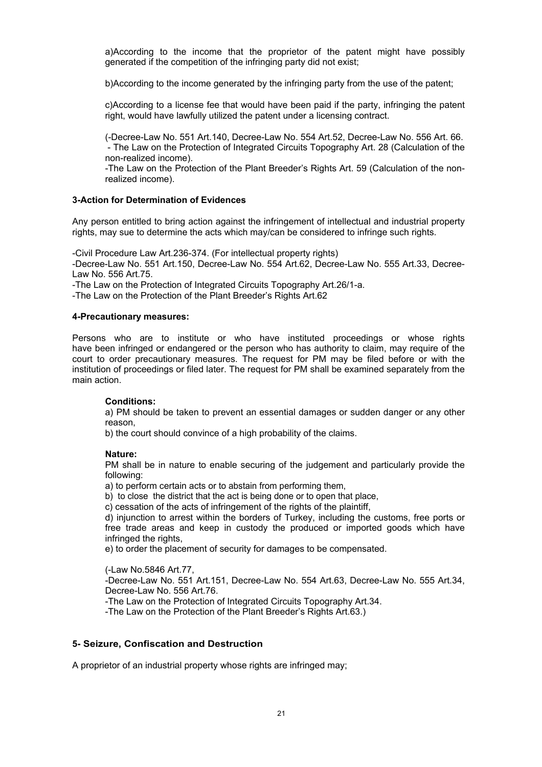a)According to the income that the proprietor of the patent might have possibly generated if the competition of the infringing party did not exist;

b)According to the income generated by the infringing party from the use of the patent;

c)According to a license fee that would have been paid if the party, infringing the patent right, would have lawfully utilized the patent under a licensing contract.

(-Decree-Law No. 551 Art.140, Decree-Law No. 554 Art.52, Decree-Law No. 556 Art. 66.
- The Law on the Protection of Integrated Circuits Topography Art. 28 (Calculation of the non-realized income).
-The Law on the Protection of the Plant Breeder's Rights Art. 59 (Calculation of the non-realized income).

**3-Action for Determination of Evidences**

Any person entitled to bring action against the infringement of intellectual and industrial property rights, may sue to determine the acts which may/can be considered to infringe such rights.

-Civil Procedure Law Art.236-374. (For intellectual property rights)
-Decree-Law No. 551 Art.150, Decree-Law No. 554 Art.62, Decree-Law No. 555 Art.33, Decree-Law No. 556 Art.75.
-The Law on the Protection of Integrated Circuits Topography Art.26/1-a.
-The Law on the Protection of the Plant Breeder's Rights Art.62

**4-Precautionary measures:**

Persons who are to institute or who have instituted proceedings or whose rights have been infringed or endangered or the person who has authority to claim, may require of the court to order precautionary measures. The request for PM may be filed before or with the institution of proceedings or filed later. The request for PM shall be examined separately from the main action.

**Conditions:**
a) PM should be taken to prevent an essential damages or sudden danger or any other reason,
b) the court should convince of a high probability of the claims.

**Nature:**
PM shall be in nature to enable securing of the judgement and particularly provide the following:
a) to perform certain acts or to abstain from performing them,
b) to close the district that the act is being done or to open that place,
c) cessation of the acts of infringement of the rights of the plaintiff,
d) injunction to arrest within the borders of Turkey, including the customs, free ports or free trade areas and keep in custody the produced or imported goods which have infringed the rights,
e) to order the placement of security for damages to be compensated.

(-Law No.5846 Art.77,
-Decree-Law No. 551 Art.151, Decree-Law No. 554 Art.63, Decree-Law No. 555 Art.34, Decree-Law No. 556 Art.76.
-The Law on the Protection of Integrated Circuits Topography Art.34.
-The Law on the Protection of the Plant Breeder's Rights Art.63.)

**5- Seizure, Confiscation and Destruction**

A proprietor of an industrial property whose rights are infringed may;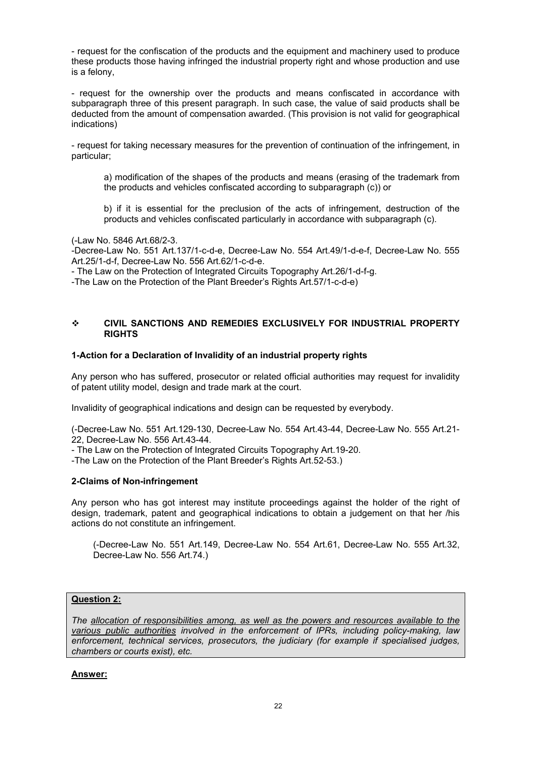- request for the confiscation of the products and the equipment and machinery used to produce these products those having infringed the industrial property right and whose production and use is a felony,

- request for the ownership over the products and means confiscated in accordance with subparagraph three of this present paragraph. In such case, the value of said products shall be deducted from the amount of compensation awarded. (This provision is not valid for geographical indications)

- request for taking necessary measures for the prevention of continuation of the infringement, in particular;

> a) modification of the shapes of the products and means (erasing of the trademark from the products and vehicles confiscated according to subparagraph (c)) or
>
> b) if it is essential for the preclusion of the acts of infringement, destruction of the products and vehicles confiscated particularly in accordance with subparagraph (c).

(-Law No. 5846 Art.68/2-3.
-Decree-Law No. 551 Art.137/1-c-d-e, Decree-Law No. 554 Art.49/1-d-e-f, Decree-Law No. 555 Art.25/1-d-f, Decree-Law No. 556 Art.62/1-c-d-e.
- The Law on the Protection of Integrated Circuits Topography Art.26/1-d-f-g.
-The Law on the Protection of the Plant Breeder's Rights Art.57/1-c-d-e)

## ❖ CIVIL SANCTIONS AND REMEDIES EXCLUSIVELY FOR INDUSTRIAL PROPERTY RIGHTS

### 1-Action for a Declaration of Invalidity of an industrial property rights

Any person who has suffered, prosecutor or related official authorities may request for invalidity of patent utility model, design and trade mark at the court.

Invalidity of geographical indications and design can be requested by everybody.

(-Decree-Law No. 551 Art.129-130, Decree-Law No. 554 Art.43-44, Decree-Law No. 555 Art.21-22, Decree-Law No. 556 Art.43-44.
- The Law on the Protection of Integrated Circuits Topography Art.19-20.
-The Law on the Protection of the Plant Breeder's Rights Art.52-53.)

### 2-Claims of Non-infringement

Any person who has got interest may institute proceedings against the holder of the right of design, trademark, patent and geographical indications to obtain a judgement on that her /his actions do not constitute an infringement.

> (-Decree-Law No. 551 Art.149, Decree-Law No. 554 Art.61, Decree-Law No. 555 Art.32, Decree-Law No. 556 Art.74.)

**Question 2:**

*The allocation of responsibilities among, as well as the powers and resources available to the various public authorities involved in the enforcement of IPRs, including policy-making, law enforcement, technical services, prosecutors, the judiciary (for example if specialised judges, chambers or courts exist), etc.*

**Answer:**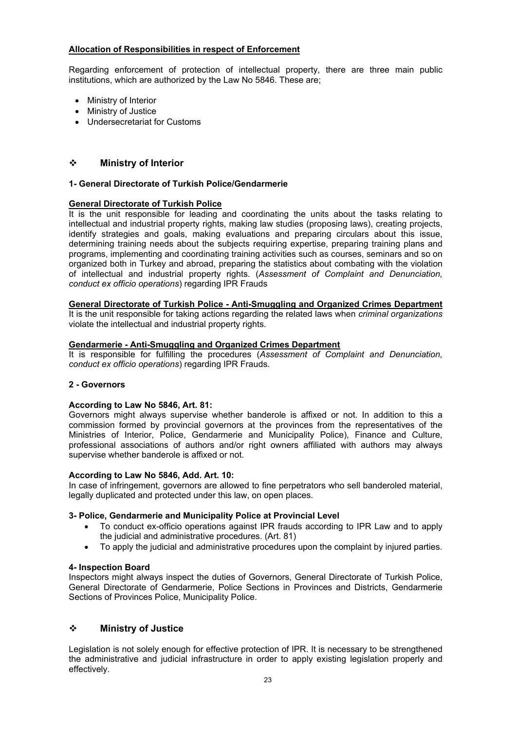**Allocation of Responsibilities in respect of Enforcement**

Regarding enforcement of protection of intellectual property, there are three main public institutions, which are authorized by the Law No 5846. These are;

- Ministry of Interior
- Ministry of Justice
- Undersecretariat for Customs

## ❖ Ministry of Interior

**1- General Directorate of Turkish Police/Gendarmerie**

**General Directorate of Turkish Police**

It is the unit responsible for leading and coordinating the units about the tasks relating to intellectual and industrial property rights, making law studies (proposing laws), creating projects, identify strategies and goals, making evaluations and preparing circulars about this issue, determining training needs about the subjects requiring expertise, preparing training plans and programs, implementing and coordinating training activities such as courses, seminars and so on organized both in Turkey and abroad, preparing the statistics about combating with the violation of intellectual and industrial property rights. (*Assessment of Complaint and Denunciation, conduct ex officio operations*) regarding IPR Frauds

**General Directorate of Turkish Police - Anti-Smuggling and Organized Crimes Department**

It is the unit responsible for taking actions regarding the related laws when *criminal organizations* violate the intellectual and industrial property rights.

**Gendarmerie - Anti-Smuggling and Organized Crimes Department**

It is responsible for fulfilling the procedures (*Assessment of Complaint and Denunciation, conduct ex officio operations*) regarding IPR Frauds.

**2 - Governors**

**According to Law No 5846, Art. 81:**

Governors might always supervise whether banderole is affixed or not. In addition to this a commission formed by provincial governors at the provinces from the representatives of the Ministries of Interior, Police, Gendarmerie and Municipality Police), Finance and Culture, professional associations of authors and/or right owners affiliated with authors may always supervise whether banderole is affixed or not.

**According to Law No 5846, Add. Art. 10:**

In case of infringement, governors are allowed to fine perpetrators who sell banderoled material, legally duplicated and protected under this law, on open places.

**3- Police, Gendarmerie and Municipality Police at Provincial Level**

- To conduct ex-officio operations against IPR frauds according to IPR Law and to apply the judicial and administrative procedures. (Art. 81)
- To apply the judicial and administrative procedures upon the complaint by injured parties.

**4- Inspection Board**

Inspectors might always inspect the duties of Governors, General Directorate of Turkish Police, General Directorate of Gendarmerie, Police Sections in Provinces and Districts, Gendarmerie Sections of Provinces Police, Municipality Police.

## ❖ Ministry of Justice

Legislation is not solely enough for effective protection of IPR. It is necessary to be strengthened the administrative and judicial infrastructure in order to apply existing legislation properly and effectively.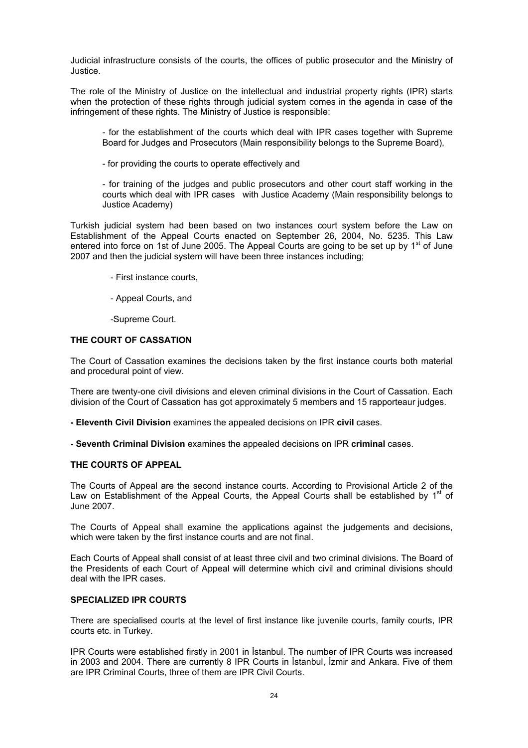Judicial infrastructure consists of the courts, the offices of public prosecutor and the Ministry of Justice.

The role of the Ministry of Justice on the intellectual and industrial property rights (IPR) starts when the protection of these rights through judicial system comes in the agenda in case of the infringement of these rights. The Ministry of Justice is responsible:

- for the establishment of the courts which deal with IPR cases together with Supreme Board for Judges and Prosecutors (Main responsibility belongs to the Supreme Board),

- for providing the courts to operate effectively and

- for training of the judges and public prosecutors and other court staff working in the courts which deal with IPR cases with Justice Academy (Main responsibility belongs to Justice Academy)

Turkish judicial system had been based on two instances court system before the Law on Establishment of the Appeal Courts enacted on September 26, 2004, No. 5235. This Law entered into force on 1st of June 2005. The Appeal Courts are going to be set up by 1st of June 2007 and then the judicial system will have been three instances including;

- First instance courts,

- Appeal Courts, and

- Supreme Court.

**THE COURT OF CASSATION**

The Court of Cassation examines the decisions taken by the first instance courts both material and procedural point of view.

There are twenty-one civil divisions and eleven criminal divisions in the Court of Cassation. Each division of the Court of Cassation has got approximately 5 members and 15 rapporteaur judges.

**- Eleventh Civil Division** examines the appealed decisions on IPR **civil** cases.

**- Seventh Criminal Division** examines the appealed decisions on IPR **criminal** cases.

**THE COURTS OF APPEAL**

The Courts of Appeal are the second instance courts. According to Provisional Article 2 of the Law on Establishment of the Appeal Courts, the Appeal Courts shall be established by 1st of June 2007.

The Courts of Appeal shall examine the applications against the judgements and decisions, which were taken by the first instance courts and are not final.

Each Courts of Appeal shall consist of at least three civil and two criminal divisions. The Board of the Presidents of each Court of Appeal will determine which civil and criminal divisions should deal with the IPR cases.

**SPECIALIZED IPR COURTS**

There are specialised courts at the level of first instance like juvenile courts, family courts, IPR courts etc. in Turkey.

IPR Courts were established firstly in 2001 in İstanbul. The number of IPR Courts was increased in 2003 and 2004. There are currently 8 IPR Courts in İstanbul, İzmir and Ankara. Five of them are IPR Criminal Courts, three of them are IPR Civil Courts.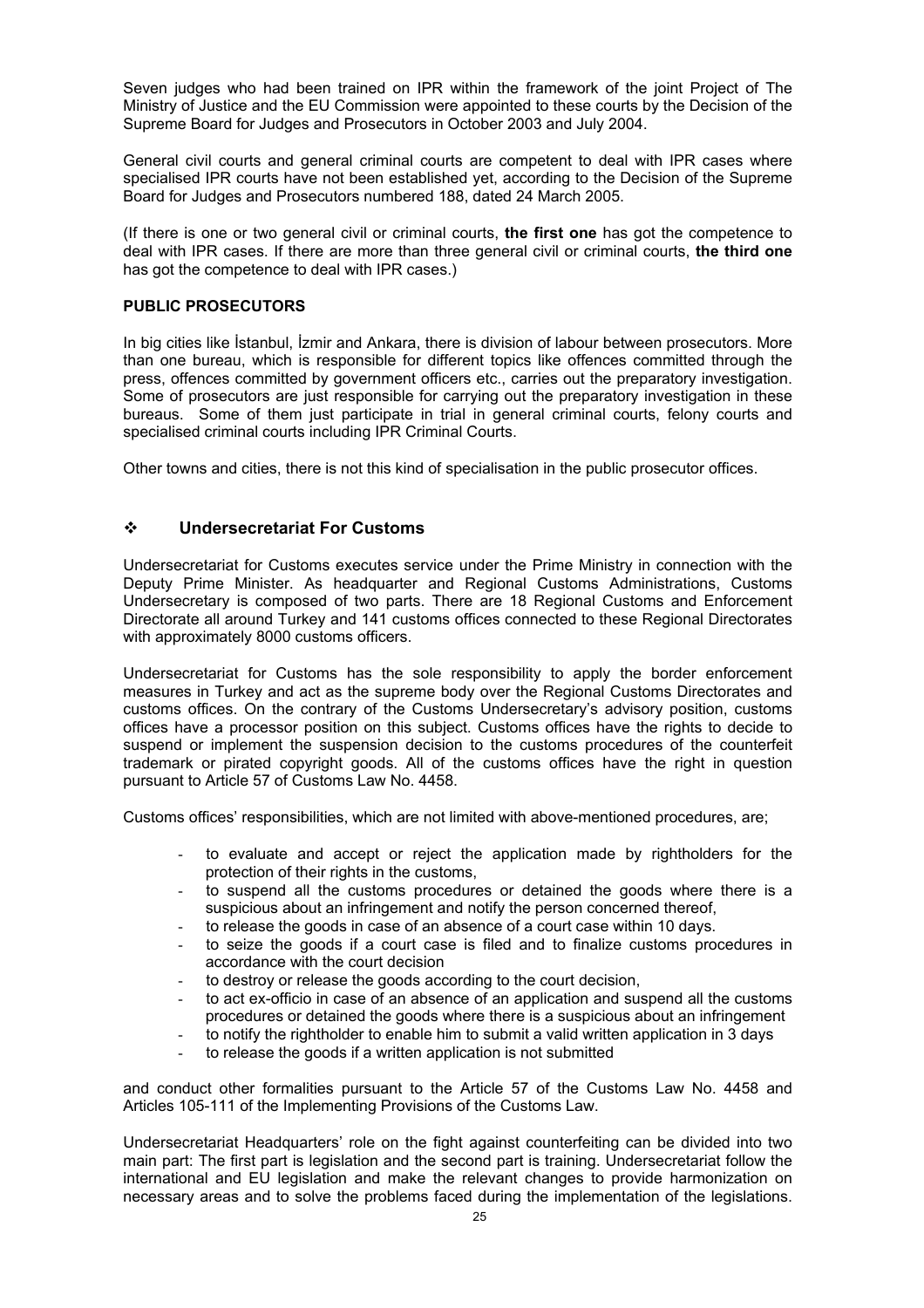Seven judges who had been trained on IPR within the framework of the joint Project of The Ministry of Justice and the EU Commission were appointed to these courts by the Decision of the Supreme Board for Judges and Prosecutors in October 2003 and July 2004.

General civil courts and general criminal courts are competent to deal with IPR cases where specialised IPR courts have not been established yet, according to the Decision of the Supreme Board for Judges and Prosecutors numbered 188, dated 24 March 2005.

(If there is one or two general civil or criminal courts, **the first one** has got the competence to deal with IPR cases. If there are more than three general civil or criminal courts, **the third one** has got the competence to deal with IPR cases.)

**PUBLIC PROSECUTORS**

In big cities like İstanbul, İzmir and Ankara, there is division of labour between prosecutors. More than one bureau, which is responsible for different topics like offences committed through the press, offences committed by government officers etc., carries out the preparatory investigation. Some of prosecutors are just responsible for carrying out the preparatory investigation in these bureaus. Some of them just participate in trial in general criminal courts, felony courts and specialised criminal courts including IPR Criminal Courts.

Other towns and cities, there is not this kind of specialisation in the public prosecutor offices.

## ❖ Undersecretariat For Customs

Undersecretariat for Customs executes service under the Prime Ministry in connection with the Deputy Prime Minister. As headquarter and Regional Customs Administrations, Customs Undersecretary is composed of two parts. There are 18 Regional Customs and Enforcement Directorate all around Turkey and 141 customs offices connected to these Regional Directorates with approximately 8000 customs officers.

Undersecretariat for Customs has the sole responsibility to apply the border enforcement measures in Turkey and act as the supreme body over the Regional Customs Directorates and customs offices. On the contrary of the Customs Undersecretary's advisory position, customs offices have a processor position on this subject. Customs offices have the rights to decide to suspend or implement the suspension decision to the customs procedures of the counterfeit trademark or pirated copyright goods. All of the customs offices have the right in question pursuant to Article 57 of Customs Law No. 4458.

Customs offices' responsibilities, which are not limited with above-mentioned procedures, are;

- to evaluate and accept or reject the application made by rightholders for the protection of their rights in the customs,
- to suspend all the customs procedures or detained the goods where there is a suspicious about an infringement and notify the person concerned thereof,
- to release the goods in case of an absence of a court case within 10 days.
- to seize the goods if a court case is filed and to finalize customs procedures in accordance with the court decision
- to destroy or release the goods according to the court decision,
- to act ex-officio in case of an absence of an application and suspend all the customs procedures or detained the goods where there is a suspicious about an infringement
- to notify the rightholder to enable him to submit a valid written application in 3 days
- to release the goods if a written application is not submitted

and conduct other formalities pursuant to the Article 57 of the Customs Law No. 4458 and Articles 105-111 of the Implementing Provisions of the Customs Law.

Undersecretariat Headquarters' role on the fight against counterfeiting can be divided into two main part: The first part is legislation and the second part is training. Undersecretariat follow the international and EU legislation and make the relevant changes to provide harmonization on necessary areas and to solve the problems faced during the implementation of the legislations.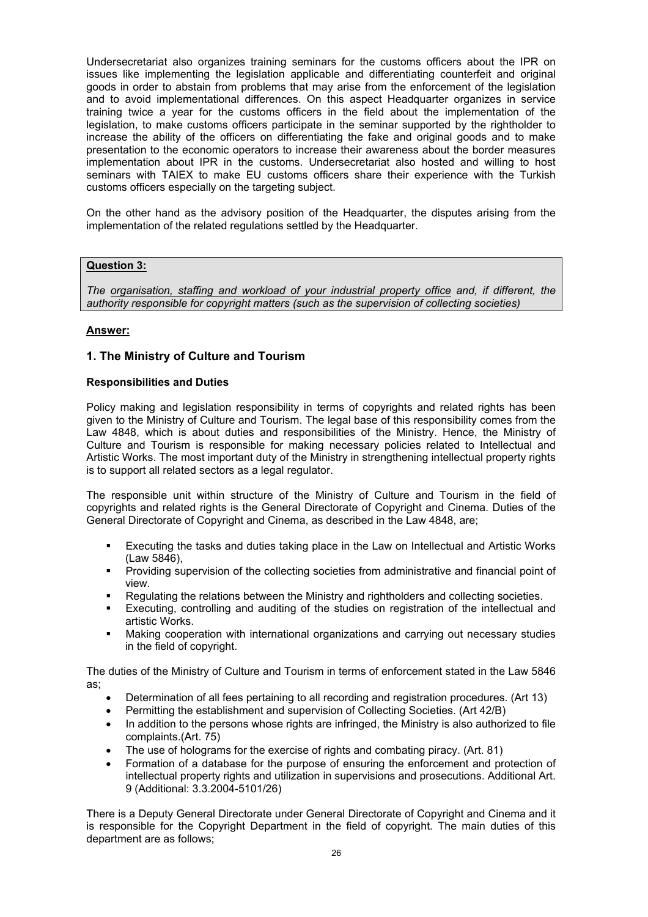Undersecretariat also organizes training seminars for the customs officers about the IPR on issues like implementing the legislation applicable and differentiating counterfeit and original goods in order to abstain from problems that may arise from the enforcement of the legislation and to avoid implementational differences. On this aspect Headquarter organizes in service training twice a year for the customs officers in the field about the implementation of the legislation, to make customs officers participate in the seminar supported by the rightholder to increase the ability of the officers on differentiating the fake and original goods and to make presentation to the economic operators to increase their awareness about the border measures implementation about IPR in the customs. Undersecretariat also hosted and willing to host seminars with TAIEX to make EU customs officers share their experience with the Turkish customs officers especially on the targeting subject.

On the other hand as the advisory position of the Headquarter, the disputes arising from the implementation of the related regulations settled by the Headquarter.

> **Question 3:**
>
> *The organisation, staffing and workload of your industrial property office and, if different, the authority responsible for copyright matters (such as the supervision of collecting societies)*

**Answer:**

## 1. The Ministry of Culture and Tourism

**Responsibilities and Duties**

Policy making and legislation responsibility in terms of copyrights and related rights has been given to the Ministry of Culture and Tourism. The legal base of this responsibility comes from the Law 4848, which is about duties and responsibilities of the Ministry. Hence, the Ministry of Culture and Tourism is responsible for making necessary policies related to Intellectual and Artistic Works. The most important duty of the Ministry in strengthening intellectual property rights is to support all related sectors as a legal regulator.

The responsible unit within structure of the Ministry of Culture and Tourism in the field of copyrights and related rights is the General Directorate of Copyright and Cinema. Duties of the General Directorate of Copyright and Cinema, as described in the Law 4848, are;

- Executing the tasks and duties taking place in the Law on Intellectual and Artistic Works (Law 5846),
- Providing supervision of the collecting societies from administrative and financial point of view.
- Regulating the relations between the Ministry and rightholders and collecting societies.
- Executing, controlling and auditing of the studies on registration of the intellectual and artistic Works.
- Making cooperation with international organizations and carrying out necessary studies in the field of copyright.

The duties of the Ministry of Culture and Tourism in terms of enforcement stated in the Law 5846 as;

- Determination of all fees pertaining to all recording and registration procedures. (Art 13)
- Permitting the establishment and supervision of Collecting Societies. (Art 42/B)
- In addition to the persons whose rights are infringed, the Ministry is also authorized to file complaints.(Art. 75)
- The use of holograms for the exercise of rights and combating piracy. (Art. 81)
- Formation of a database for the purpose of ensuring the enforcement and protection of intellectual property rights and utilization in supervisions and prosecutions. Additional Art. 9 (Additional: 3.3.2004-5101/26)

There is a Deputy General Directorate under General Directorate of Copyright and Cinema and it is responsible for the Copyright Department in the field of copyright. The main duties of this department are as follows;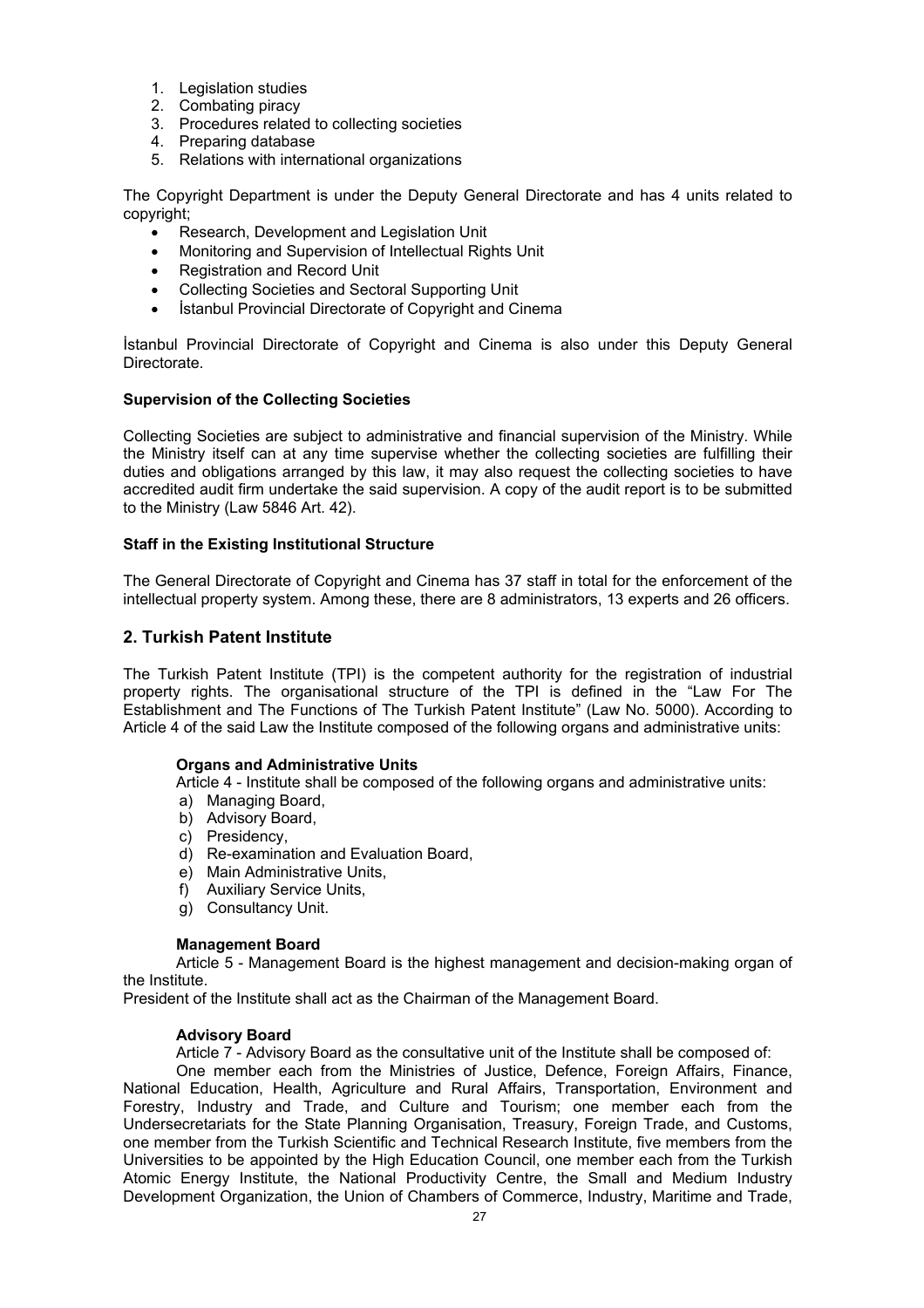1. Legislation studies
2. Combating piracy
3. Procedures related to collecting societies
4. Preparing database
5. Relations with international organizations

The Copyright Department is under the Deputy General Directorate and has 4 units related to copyright;

- Research, Development and Legislation Unit
- Monitoring and Supervision of Intellectual Rights Unit
- Registration and Record Unit
- Collecting Societies and Sectoral Supporting Unit
- İstanbul Provincial Directorate of Copyright and Cinema

İstanbul Provincial Directorate of Copyright and Cinema is also under this Deputy General Directorate.

**Supervision of the Collecting Societies**

Collecting Societies are subject to administrative and financial supervision of the Ministry. While the Ministry itself can at any time supervise whether the collecting societies are fulfilling their duties and obligations arranged by this law, it may also request the collecting societies to have accredited audit firm undertake the said supervision. A copy of the audit report is to be submitted to the Ministry (Law 5846 Art. 42).

**Staff in the Existing Institutional Structure**

The General Directorate of Copyright and Cinema has 37 staff in total for the enforcement of the intellectual property system. Among these, there are 8 administrators, 13 experts and 26 officers.

## 2. Turkish Patent Institute

The Turkish Patent Institute (TPI) is the competent authority for the registration of industrial property rights. The organisational structure of the TPI is defined in the "Law For The Establishment and The Functions of The Turkish Patent Institute" (Law No. 5000). According to Article 4 of the said Law the Institute composed of the following organs and administrative units:

**Organs and Administrative Units**

Article 4 - Institute shall be composed of the following organs and administrative units:

a) Managing Board,
b) Advisory Board,
c) Presidency,
d) Re-examination and Evaluation Board,
e) Main Administrative Units,
f) Auxiliary Service Units,
g) Consultancy Unit.

**Management Board**

Article 5 - Management Board is the highest management and decision-making organ of the Institute.
President of the Institute shall act as the Chairman of the Management Board.

**Advisory Board**

Article 7 - Advisory Board as the consultative unit of the Institute shall be composed of:

One member each from the Ministries of Justice, Defence, Foreign Affairs, Finance, National Education, Health, Agriculture and Rural Affairs, Transportation, Environment and Forestry, Industry and Trade, and Culture and Tourism; one member each from the Undersecretariats for the State Planning Organisation, Treasury, Foreign Trade, and Customs, one member from the Turkish Scientific and Technical Research Institute, five members from the Universities to be appointed by the High Education Council, one member each from the Turkish Atomic Energy Institute, the National Productivity Centre, the Small and Medium Industry Development Organization, the Union of Chambers of Commerce, Industry, Maritime and Trade,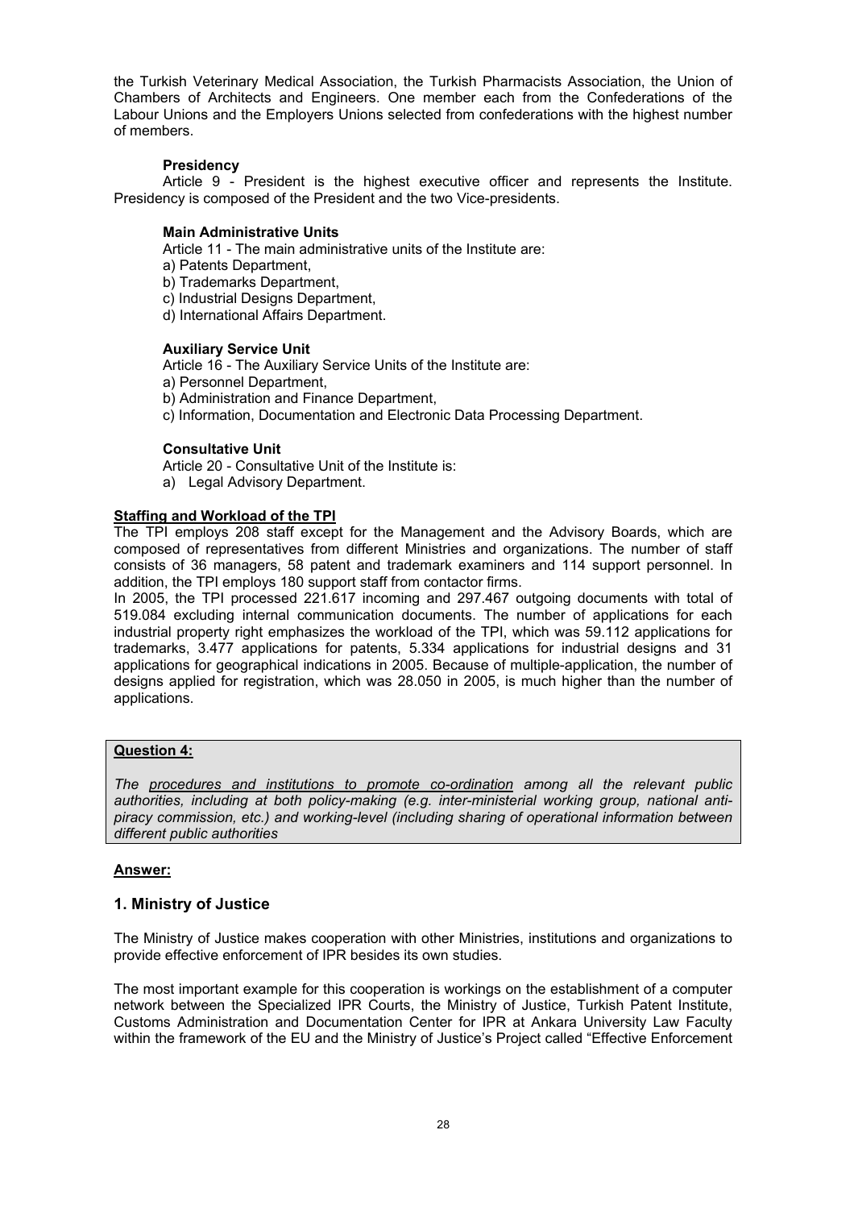the Turkish Veterinary Medical Association, the Turkish Pharmacists Association, the Union of Chambers of Architects and Engineers. One member each from the Confederations of the Labour Unions and the Employers Unions selected from confederations with the highest number of members.

**Presidency**

Article 9 - President is the highest executive officer and represents the Institute. Presidency is composed of the President and the two Vice-presidents.

**Main Administrative Units**

Article 11 - The main administrative units of the Institute are:

a) Patents Department,
b) Trademarks Department,
c) Industrial Designs Department,
d) International Affairs Department.

**Auxiliary Service Unit**

Article 16 - The Auxiliary Service Units of the Institute are:

a) Personnel Department,
b) Administration and Finance Department,
c) Information, Documentation and Electronic Data Processing Department.

**Consultative Unit**

Article 20 - Consultative Unit of the Institute is:

a) Legal Advisory Department.

**Staffing and Workload of the TPI**

The TPI employs 208 staff except for the Management and the Advisory Boards, which are composed of representatives from different Ministries and organizations. The number of staff consists of 36 managers, 58 patent and trademark examiners and 114 support personnel. In addition, the TPI employs 180 support staff from contactor firms.

In 2005, the TPI processed 221.617 incoming and 297.467 outgoing documents with total of 519.084 excluding internal communication documents. The number of applications for each industrial property right emphasizes the workload of the TPI, which was 59.112 applications for trademarks, 3.477 applications for patents, 5.334 applications for industrial designs and 31 applications for geographical indications in 2005. Because of multiple-application, the number of designs applied for registration, which was 28.050 in 2005, is much higher than the number of applications.

**Question 4:**

*The procedures and institutions to promote co-ordination among all the relevant public authorities, including at both policy-making (e.g. inter-ministerial working group, national anti-piracy commission, etc.) and working-level (including sharing of operational information between different public authorities*

**Answer:**

## 1. Ministry of Justice

The Ministry of Justice makes cooperation with other Ministries, institutions and organizations to provide effective enforcement of IPR besides its own studies.

The most important example for this cooperation is workings on the establishment of a computer network between the Specialized IPR Courts, the Ministry of Justice, Turkish Patent Institute, Customs Administration and Documentation Center for IPR at Ankara University Law Faculty within the framework of the EU and the Ministry of Justice's Project called "Effective Enforcement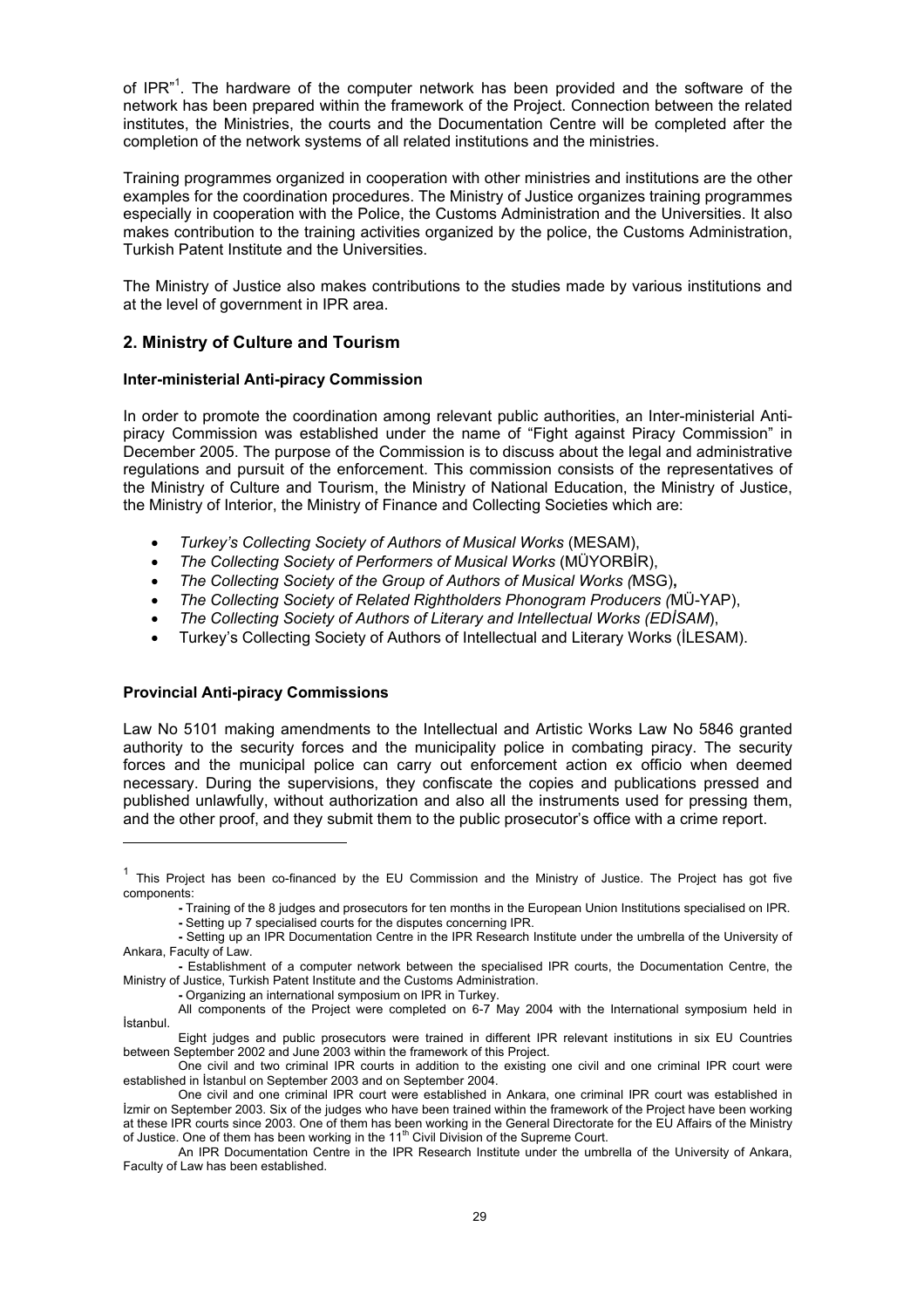of IPR"[1]. The hardware of the computer network has been provided and the software of the network has been prepared within the framework of the Project. Connection between the related institutes, the Ministries, the courts and the Documentation Centre will be completed after the completion of the network systems of all related institutions and the ministries.

Training programmes organized in cooperation with other ministries and institutions are the other examples for the coordination procedures. The Ministry of Justice organizes training programmes especially in cooperation with the Police, the Customs Administration and the Universities. It also makes contribution to the training activities organized by the police, the Customs Administration, Turkish Patent Institute and the Universities.

The Ministry of Justice also makes contributions to the studies made by various institutions and at the level of government in IPR area.

## 2. Ministry of Culture and Tourism

**Inter-ministerial Anti-piracy Commission**

In order to promote the coordination among relevant public authorities, an Inter-ministerial Anti-piracy Commission was established under the name of "Fight against Piracy Commission" in December 2005. The purpose of the Commission is to discuss about the legal and administrative regulations and pursuit of the enforcement. This commission consists of the representatives of the Ministry of Culture and Tourism, the Ministry of National Education, the Ministry of Justice, the Ministry of Interior, the Ministry of Finance and Collecting Societies which are:

- *Turkey's Collecting Society of Authors of Musical Works* (MESAM),
- *The Collecting Society of Performers of Musical Works* (MÜYORBİR),
- *The Collecting Society of the Group of Authors of Musical Works (*MSG)**,**
- *The Collecting Society of Related Rightholders Phonogram Producers (*MÜ-YAP),
- *The Collecting Society of Authors of Literary and Intellectual Works (EDİSAM*),
- Turkey's Collecting Society of Authors of Intellectual and Literary Works (İLESAM).

**Provincial Anti-piracy Commissions**

Law No 5101 making amendments to the Intellectual and Artistic Works Law No 5846 granted authority to the security forces and the municipality police in combating piracy. The security forces and the municipal police can carry out enforcement action ex officio when deemed necessary. During the supervisions, they confiscate the copies and publications pressed and published unlawfully, without authorization and also all the instruments used for pressing them, and the other proof, and they submit them to the public prosecutor's office with a crime report.

---

[1] This Project has been co-financed by the EU Commission and the Ministry of Justice. The Project has got five components:

- Training of the 8 judges and prosecutors for ten months in the European Union Institutions specialised on IPR.
- Setting up 7 specialised courts for the disputes concerning IPR.
- Setting up an IPR Documentation Centre in the IPR Research Institute under the umbrella of the University of Ankara, Faculty of Law.
- Establishment of a computer network between the specialised IPR courts, the Documentation Centre, the Ministry of Justice, Turkish Patent Institute and the Customs Administration.
- Organizing an international symposium on IPR in Turkey.

All components of the Project were completed on 6-7 May 2004 with the International symposium held in İstanbul.

Eight judges and public prosecutors were trained in different IPR relevant institutions in six EU Countries between September 2002 and June 2003 within the framework of this Project.

One civil and two criminal IPR courts in addition to the existing one civil and one criminal IPR court were established in İstanbul on September 2003 and on September 2004.

One civil and one criminal IPR court were established in Ankara, one criminal IPR court was established in İzmir on September 2003. Six of the judges who have been trained within the framework of the Project have been working at these IPR courts since 2003. One of them has been working in the General Directorate for the EU Affairs of the Ministry of Justice. One of them has been working in the 11th Civil Division of the Supreme Court.

An IPR Documentation Centre in the IPR Research Institute under the umbrella of the University of Ankara, Faculty of Law has been established.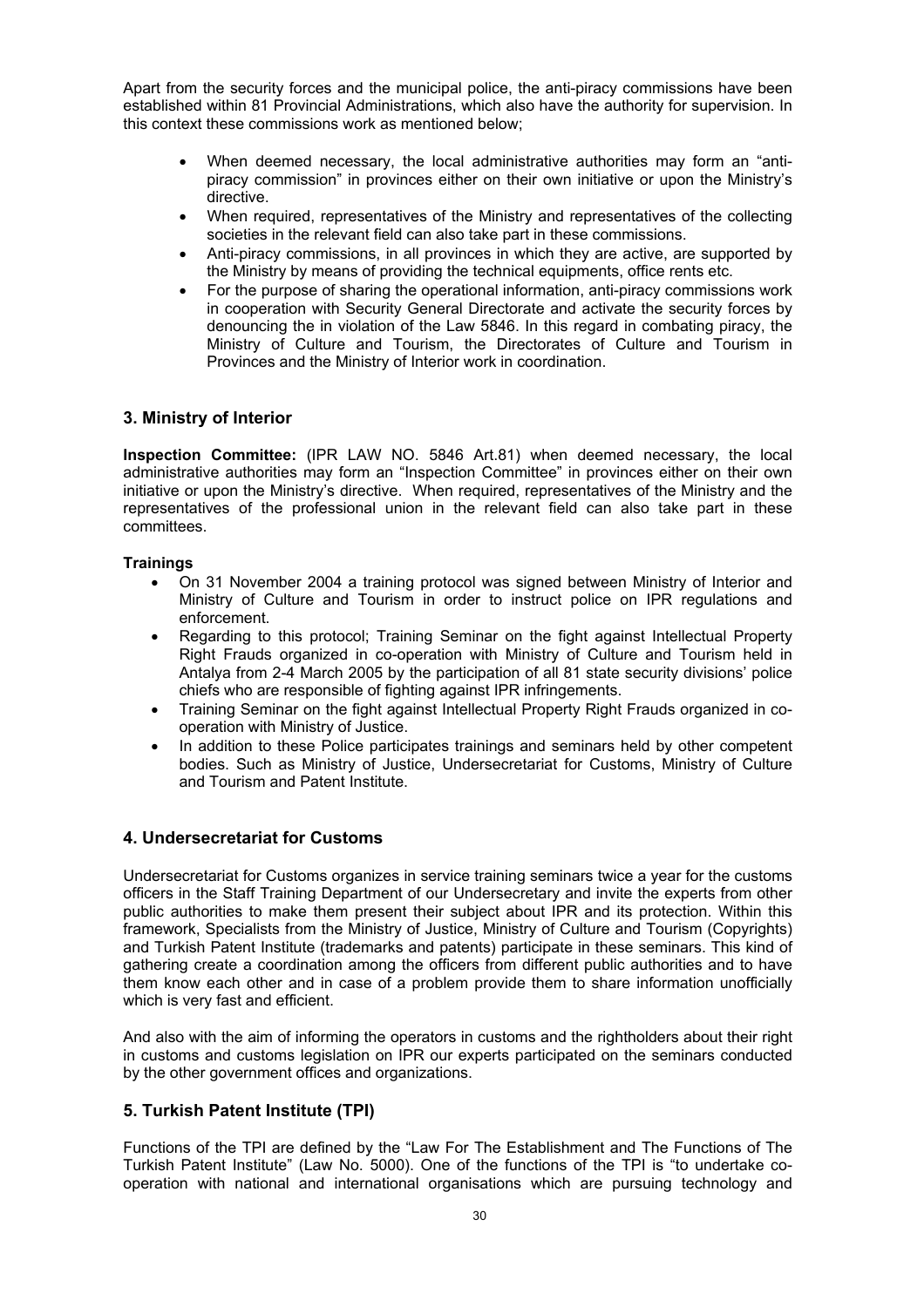Apart from the security forces and the municipal police, the anti-piracy commissions have been established within 81 Provincial Administrations, which also have the authority for supervision. In this context these commissions work as mentioned below;

- When deemed necessary, the local administrative authorities may form an "anti-piracy commission" in provinces either on their own initiative or upon the Ministry's directive.
- When required, representatives of the Ministry and representatives of the collecting societies in the relevant field can also take part in these commissions.
- Anti-piracy commissions, in all provinces in which they are active, are supported by the Ministry by means of providing the technical equipments, office rents etc.
- For the purpose of sharing the operational information, anti-piracy commissions work in cooperation with Security General Directorate and activate the security forces by denouncing the in violation of the Law 5846. In this regard in combating piracy, the Ministry of Culture and Tourism, the Directorates of Culture and Tourism in Provinces and the Ministry of Interior work in coordination.

## 3. Ministry of Interior

**Inspection Committee:** (IPR LAW NO. 5846 Art.81) when deemed necessary, the local administrative authorities may form an "Inspection Committee" in provinces either on their own initiative or upon the Ministry's directive. When required, representatives of the Ministry and the representatives of the professional union in the relevant field can also take part in these committees.

**Trainings**

- On 31 November 2004 a training protocol was signed between Ministry of Interior and Ministry of Culture and Tourism in order to instruct police on IPR regulations and enforcement.
- Regarding to this protocol; Training Seminar on the fight against Intellectual Property Right Frauds organized in co-operation with Ministry of Culture and Tourism held in Antalya from 2-4 March 2005 by the participation of all 81 state security divisions' police chiefs who are responsible of fighting against IPR infringements.
- Training Seminar on the fight against Intellectual Property Right Frauds organized in co-operation with Ministry of Justice.
- In addition to these Police participates trainings and seminars held by other competent bodies. Such as Ministry of Justice, Undersecretariat for Customs, Ministry of Culture and Tourism and Patent Institute.

## 4. Undersecretariat for Customs

Undersecretariat for Customs organizes in service training seminars twice a year for the customs officers in the Staff Training Department of our Undersecretary and invite the experts from other public authorities to make them present their subject about IPR and its protection. Within this framework, Specialists from the Ministry of Justice, Ministry of Culture and Tourism (Copyrights) and Turkish Patent Institute (trademarks and patents) participate in these seminars. This kind of gathering create a coordination among the officers from different public authorities and to have them know each other and in case of a problem provide them to share information unofficially which is very fast and efficient.

And also with the aim of informing the operators in customs and the rightholders about their right in customs and customs legislation on IPR our experts participated on the seminars conducted by the other government offices and organizations.

## 5. Turkish Patent Institute (TPI)

Functions of the TPI are defined by the "Law For The Establishment and The Functions of The Turkish Patent Institute" (Law No. 5000). One of the functions of the TPI is "to undertake co-operation with national and international organisations which are pursuing technology and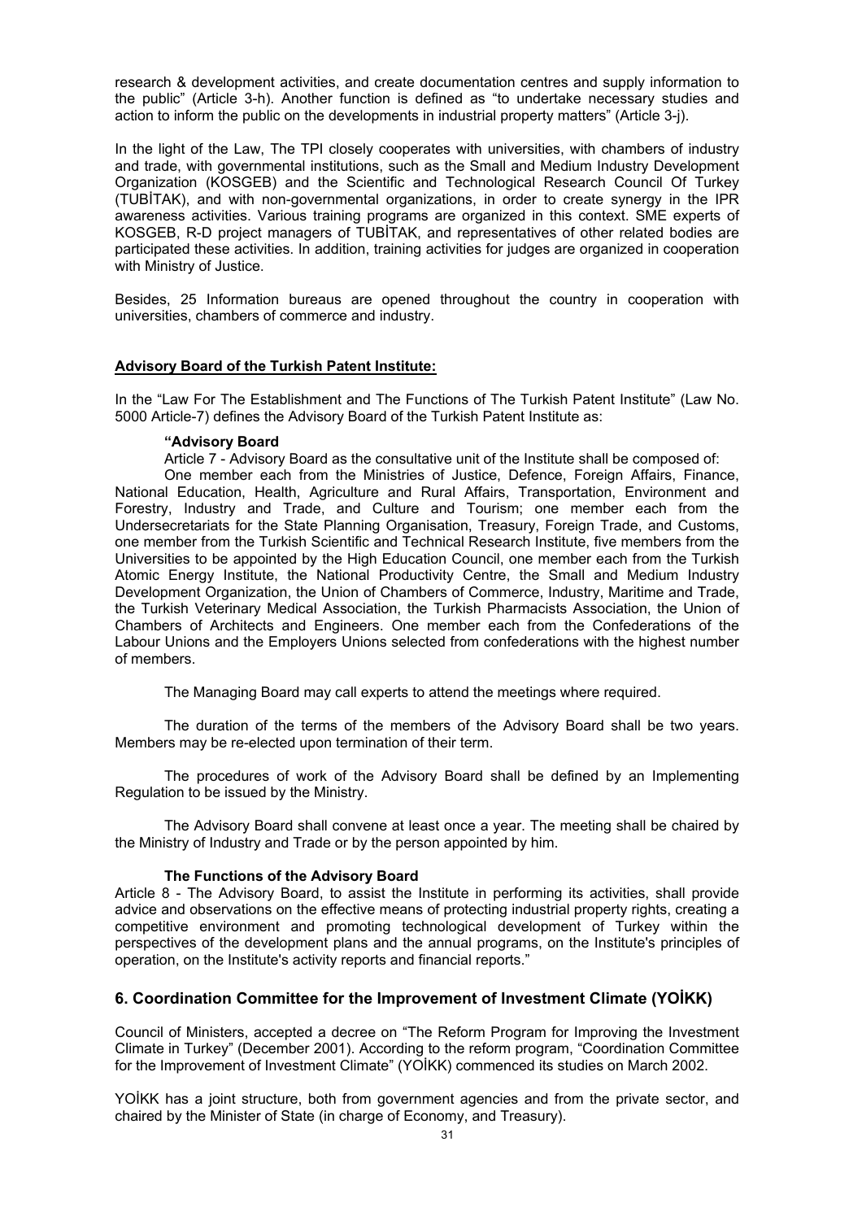research & development activities, and create documentation centres and supply information to the public" (Article 3-h). Another function is defined as "to undertake necessary studies and action to inform the public on the developments in industrial property matters" (Article 3-j).

In the light of the Law, The TPI closely cooperates with universities, with chambers of industry and trade, with governmental institutions, such as the Small and Medium Industry Development Organization (KOSGEB) and the Scientific and Technological Research Council Of Turkey (TUBİTAK), and with non-governmental organizations, in order to create synergy in the IPR awareness activities. Various training programs are organized in this context. SME experts of KOSGEB, R-D project managers of TUBİTAK, and representatives of other related bodies are participated these activities. In addition, training activities for judges are organized in cooperation with Ministry of Justice.

Besides, 25 Information bureaus are opened throughout the country in cooperation with universities, chambers of commerce and industry.

**Advisory Board of the Turkish Patent Institute:**

In the "Law For The Establishment and The Functions of The Turkish Patent Institute" (Law No. 5000 Article-7) defines the Advisory Board of the Turkish Patent Institute as:

**"Advisory Board**

Article 7 - Advisory Board as the consultative unit of the Institute shall be composed of:

One member each from the Ministries of Justice, Defence, Foreign Affairs, Finance, National Education, Health, Agriculture and Rural Affairs, Transportation, Environment and Forestry, Industry and Trade, and Culture and Tourism; one member each from the Undersecretariats for the State Planning Organisation, Treasury, Foreign Trade, and Customs, one member from the Turkish Scientific and Technical Research Institute, five members from the Universities to be appointed by the High Education Council, one member each from the Turkish Atomic Energy Institute, the National Productivity Centre, the Small and Medium Industry Development Organization, the Union of Chambers of Commerce, Industry, Maritime and Trade, the Turkish Veterinary Medical Association, the Turkish Pharmacists Association, the Union of Chambers of Architects and Engineers. One member each from the Confederations of the Labour Unions and the Employers Unions selected from confederations with the highest number of members.

The Managing Board may call experts to attend the meetings where required.

The duration of the terms of the members of the Advisory Board shall be two years. Members may be re-elected upon termination of their term.

The procedures of work of the Advisory Board shall be defined by an Implementing Regulation to be issued by the Ministry.

The Advisory Board shall convene at least once a year. The meeting shall be chaired by the Ministry of Industry and Trade or by the person appointed by him.

**The Functions of the Advisory Board**

Article 8 - The Advisory Board, to assist the Institute in performing its activities, shall provide advice and observations on the effective means of protecting industrial property rights, creating a competitive environment and promoting technological development of Turkey within the perspectives of the development plans and the annual programs, on the Institute's principles of operation, on the Institute's activity reports and financial reports."

## 6. Coordination Committee for the Improvement of Investment Climate (YOİKK)

Council of Ministers, accepted a decree on "The Reform Program for Improving the Investment Climate in Turkey" (December 2001). According to the reform program, "Coordination Committee for the Improvement of Investment Climate" (YOİKK) commenced its studies on March 2002.

YOİKK has a joint structure, both from government agencies and from the private sector, and chaired by the Minister of State (in charge of Economy, and Treasury).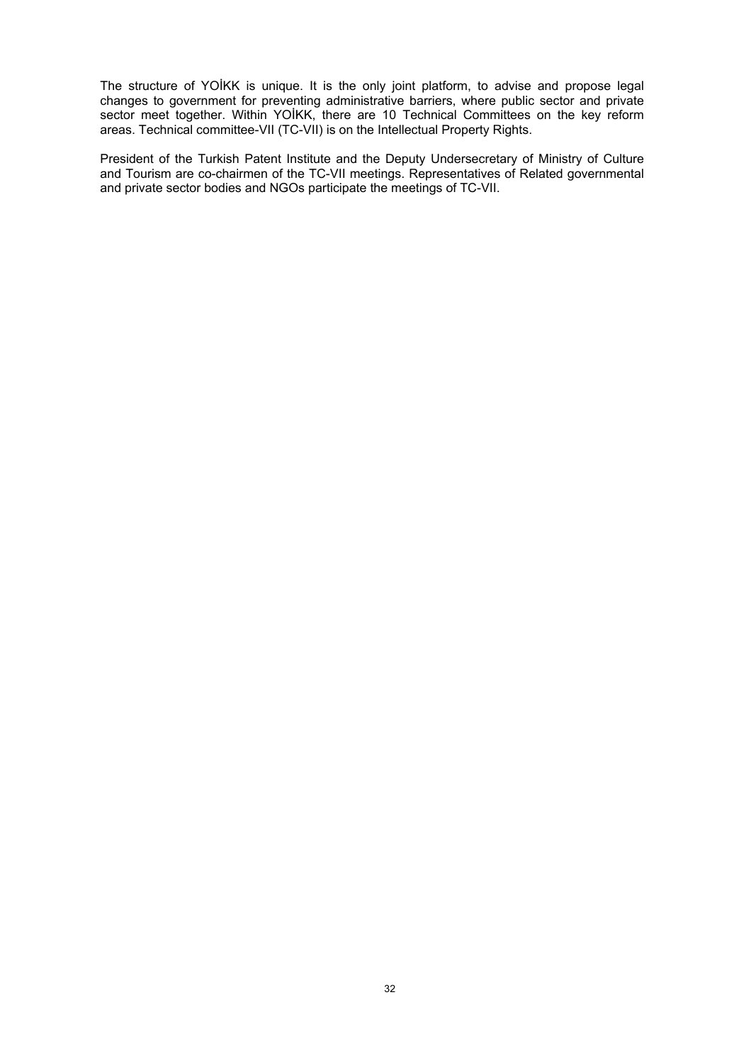The structure of YOİKK is unique. It is the only joint platform, to advise and propose legal changes to government for preventing administrative barriers, where public sector and private sector meet together. Within YOİKK, there are 10 Technical Committees on the key reform areas. Technical committee-VII (TC-VII) is on the Intellectual Property Rights.

President of the Turkish Patent Institute and the Deputy Undersecretary of Ministry of Culture and Tourism are co-chairmen of the TC-VII meetings. Representatives of Related governmental and private sector bodies and NGOs participate the meetings of TC-VII.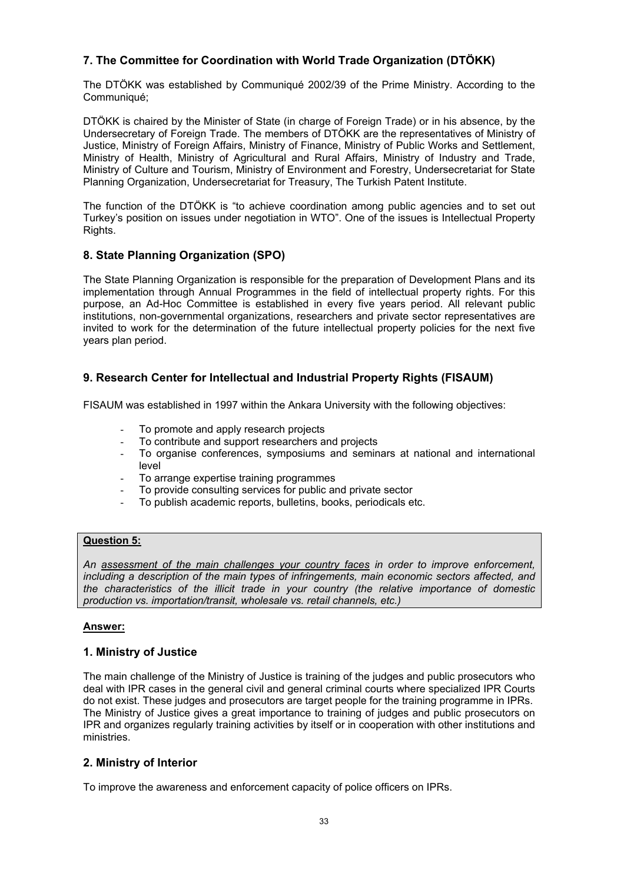## 7. The Committee for Coordination with World Trade Organization (DTÖKK)

The DTÖKK was established by Communiqué 2002/39 of the Prime Ministry. According to the Communiqué;

DTÖKK is chaired by the Minister of State (in charge of Foreign Trade) or in his absence, by the Undersecretary of Foreign Trade. The members of DTÖKK are the representatives of Ministry of Justice, Ministry of Foreign Affairs, Ministry of Finance, Ministry of Public Works and Settlement, Ministry of Health, Ministry of Agricultural and Rural Affairs, Ministry of Industry and Trade, Ministry of Culture and Tourism, Ministry of Environment and Forestry, Undersecretariat for State Planning Organization, Undersecretariat for Treasury, The Turkish Patent Institute.

The function of the DTÖKK is "to achieve coordination among public agencies and to set out Turkey's position on issues under negotiation in WTO". One of the issues is Intellectual Property Rights.

## 8. State Planning Organization (SPO)

The State Planning Organization is responsible for the preparation of Development Plans and its implementation through Annual Programmes in the field of intellectual property rights. For this purpose, an Ad-Hoc Committee is established in every five years period. All relevant public institutions, non-governmental organizations, researchers and private sector representatives are invited to work for the determination of the future intellectual property policies for the next five years plan period.

## 9. Research Center for Intellectual and Industrial Property Rights (FISAUM)

FISAUM was established in 1997 within the Ankara University with the following objectives:

- To promote and apply research projects
- To contribute and support researchers and projects
- To organise conferences, symposiums and seminars at national and international level
- To arrange expertise training programmes
- To provide consulting services for public and private sector
- To publish academic reports, bulletins, books, periodicals etc.

**Question 5:**

*An assessment of the main challenges your country faces in order to improve enforcement, including a description of the main types of infringements, main economic sectors affected, and the characteristics of the illicit trade in your country (the relative importance of domestic production vs. importation/transit, wholesale vs. retail channels, etc.)*

**Answer:**

## 1. Ministry of Justice

The main challenge of the Ministry of Justice is training of the judges and public prosecutors who deal with IPR cases in the general civil and general criminal courts where specialized IPR Courts do not exist. These judges and prosecutors are target people for the training programme in IPRs. The Ministry of Justice gives a great importance to training of judges and public prosecutors on IPR and organizes regularly training activities by itself or in cooperation with other institutions and ministries.

## 2. Ministry of Interior

To improve the awareness and enforcement capacity of police officers on IPRs.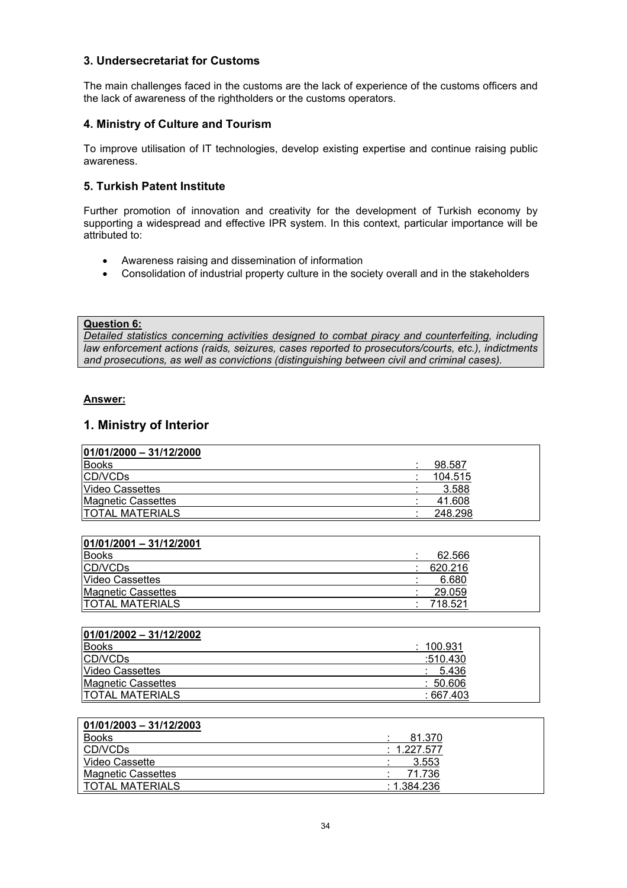### 3. Undersecretariat for Customs

The main challenges faced in the customs are the lack of experience of the customs officers and the lack of awareness of the rightholders or the customs operators.

### 4. Ministry of Culture and Tourism

To improve utilisation of IT technologies, develop existing expertise and continue raising public awareness.

### 5. Turkish Patent Institute

Further promotion of innovation and creativity for the development of Turkish economy by supporting a widespread and effective IPR system. In this context, particular importance will be attributed to:

- Awareness raising and dissemination of information
- Consolidation of industrial property culture in the society overall and in the stakeholders

**Question 6:**

*Detailed statistics concerning activities designed to combat piracy and counterfeiting, including law enforcement actions (raids, seizures, cases reported to prosecutors/courts, etc.), indictments and prosecutions, as well as convictions (distinguishing between civil and criminal cases).*

**Answer:**

## 1. Ministry of Interior

| 01/01/2000 – 31/12/2000 | |
|---|---|
| Books | : 98.587 |
| CD/VCDs | : 104.515 |
| Video Cassettes | : 3.588 |
| Magnetic Cassettes | : 41.608 |
| TOTAL MATERIALS | : 248.298 |

| 01/01/2001 – 31/12/2001 | |
|---|---|
| Books | : 62.566 |
| CD/VCDs | : 620.216 |
| Video Cassettes | : 6.680 |
| Magnetic Cassettes | : 29.059 |
| TOTAL MATERIALS | : 718.521 |

| 01/01/2002 – 31/12/2002 | |
|---|---|
| Books | : 100.931 |
| CD/VCDs | :510.430 |
| Video Cassettes | : 5.436 |
| Magnetic Cassettes | : 50.606 |
| TOTAL MATERIALS | : 667.403 |

| 01/01/2003 – 31/12/2003 | |
|---|---|
| Books | : 81.370 |
| CD/VCDs | : 1.227.577 |
| Video Cassette | : 3.553 |
| Magnetic Cassettes | : 71.736 |
| TOTAL MATERIALS | : 1.384.236 |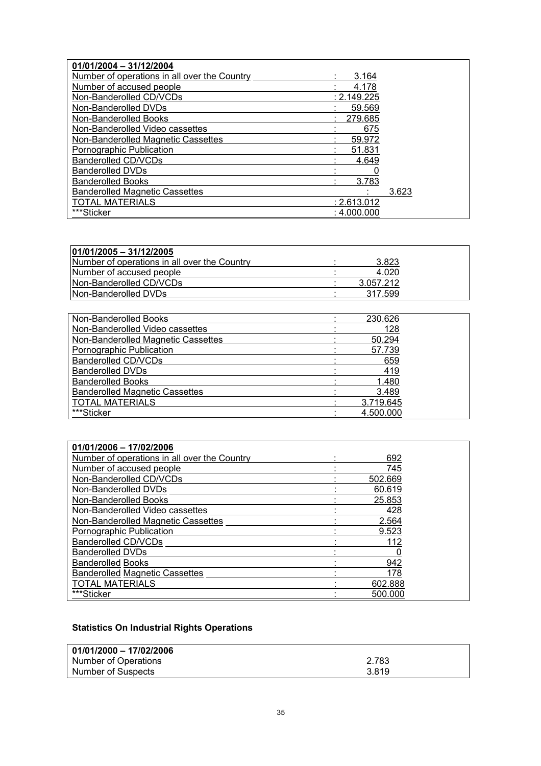| 01/01/2004 – 31/12/2004 | |
|---|---|
| Number of operations in all over the Country | : 3.164 |
| Number of accused people | : 4.178 |
| Non-Banderolled CD/VCDs | : 2.149.225 |
| Non-Banderolled DVDs | : 59.569 |
| Non-Banderolled Books | : 279.685 |
| Non-Banderolled Video cassettes | : 675 |
| Non-Banderolled Magnetic Cassettes | : 59.972 |
| Pornographic Publication | : 51.831 |
| Banderolled CD/VCDs | : 4.649 |
| Banderolled DVDs | : 0 |
| Banderolled Books | : 3.783 |
| Banderolled Magnetic Cassettes | : 3.623 |
| TOTAL MATERIALS | : 2.613.012 |
| ***Sticker | : 4.000.000 |

| 01/01/2005 – 31/12/2005 | |
|---|---|
| Number of operations in all over the Country | : 3.823 |
| Number of accused people | : 4.020 |
| Non-Banderolled CD/VCDs | : 3.057.212 |
| Non-Banderolled DVDs | : 317.599 |
| Non-Banderolled Books | : 230.626 |
| Non-Banderolled Video cassettes | : 128 |
| Non-Banderolled Magnetic Cassettes | : 50.294 |
| Pornographic Publication | : 57.739 |
| Banderolled CD/VCDs | : 659 |
| Banderolled DVDs | : 419 |
| Banderolled Books | : 1.480 |
| Banderolled Magnetic Cassettes | : 3.489 |
| TOTAL MATERIALS | : 3.719.645 |
| ***Sticker | : 4.500.000 |

| 01/01/2006 – 17/02/2006 | |
|---|---|
| Number of operations in all over the Country | : 692 |
| Number of accused people | : 745 |
| Non-Banderolled CD/VCDs | : 502.669 |
| Non-Banderolled DVDs | : 60.619 |
| Non-Banderolled Books | : 25.853 |
| Non-Banderolled Video cassettes | : 428 |
| Non-Banderolled Magnetic Cassettes | : 2.564 |
| Pornographic Publication | : 9.523 |
| Banderolled CD/VCDs | : 112 |
| Banderolled DVDs | : 0 |
| Banderolled Books | : 942 |
| Banderolled Magnetic Cassettes | : 178 |
| TOTAL MATERIALS | : 602.888 |
| ***Sticker | : 500.000 |

### Statistics On Industrial Rights Operations

| 01/01/2000 – 17/02/2006 | |
|---|---|
| Number of Operations | 2.783 |
| Number of Suspects | 3.819 |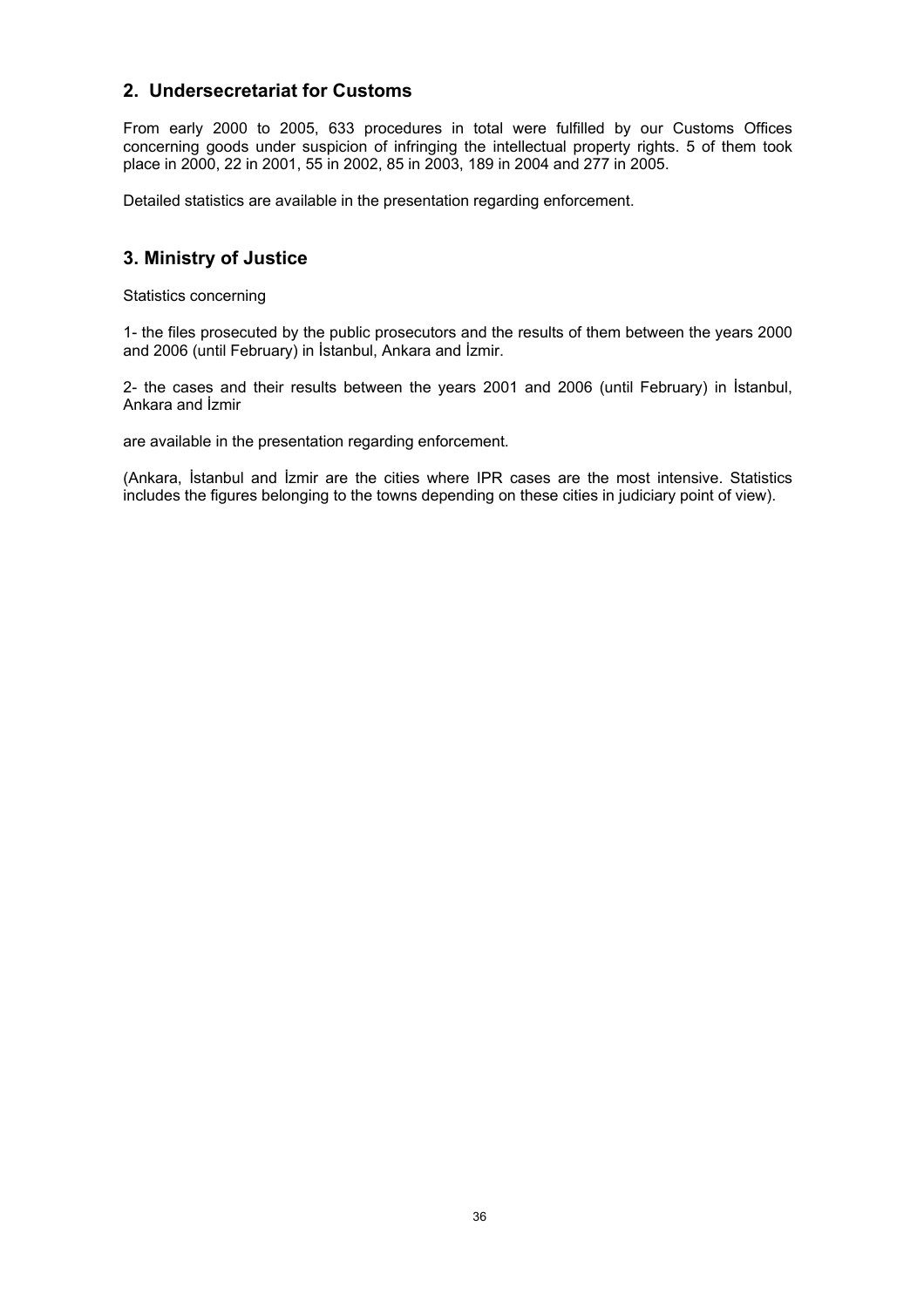## 2. Undersecretariat for Customs

From early 2000 to 2005, 633 procedures in total were fulfilled by our Customs Offices concerning goods under suspicion of infringing the intellectual property rights. 5 of them took place in 2000, 22 in 2001, 55 in 2002, 85 in 2003, 189 in 2004 and 277 in 2005.

Detailed statistics are available in the presentation regarding enforcement.

## 3. Ministry of Justice

Statistics concerning

1- the files prosecuted by the public prosecutors and the results of them between the years 2000 and 2006 (until February) in İstanbul, Ankara and İzmir.

2- the cases and their results between the years 2001 and 2006 (until February) in İstanbul, Ankara and İzmir

are available in the presentation regarding enforcement.

(Ankara, İstanbul and İzmir are the cities where IPR cases are the most intensive. Statistics includes the figures belonging to the towns depending on these cities in judiciary point of view).